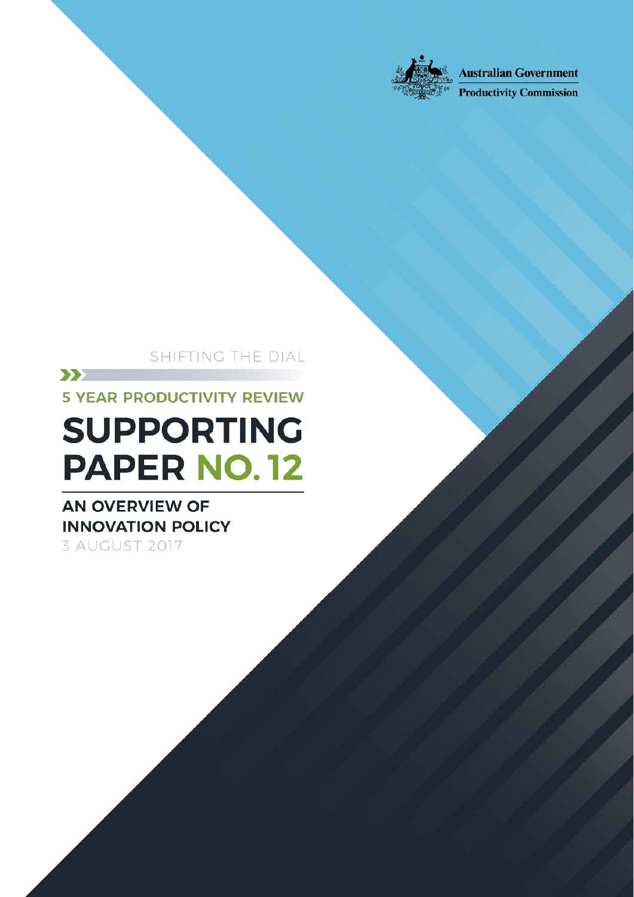Australian Government

Productivity Commission

SHIFTING THE DIAL

5 YEAR PRODUCTIVITY REVIEW

# SUPPORTING PAPER NO. 12

## AN OVERVIEW OF INNOVATION POLICY

3 AUGUST 2017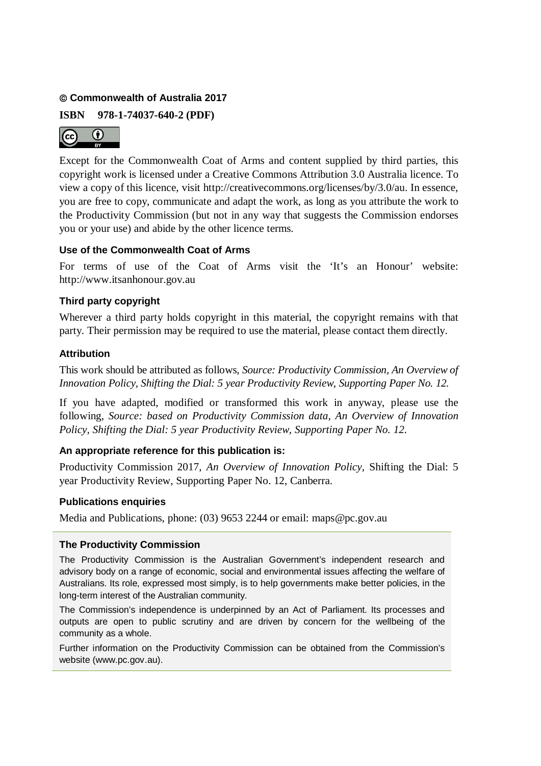**© Commonwealth of Australia 2017**

**ISBN 978-1-74037-640-2 (PDF)**

Except for the Commonwealth Coat of Arms and content supplied by third parties, this copyright work is licensed under a Creative Commons Attribution 3.0 Australia licence. To view a copy of this licence, visit http://creativecommons.org/licenses/by/3.0/au. In essence, you are free to copy, communicate and adapt the work, as long as you attribute the work to the Productivity Commission (but not in any way that suggests the Commission endorses you or your use) and abide by the other licence terms.

#### Use of the Commonwealth Coat of Arms

For terms of use of the Coat of Arms visit the 'It's an Honour' website: http://www.itsanhonour.gov.au

#### Third party copyright

Wherever a third party holds copyright in this material, the copyright remains with that party. Their permission may be required to use the material, please contact them directly.

#### Attribution

This work should be attributed as follows, *Source: Productivity Commission, An Overview of Innovation Policy, Shifting the Dial: 5 year Productivity Review, Supporting Paper No. 12.*

If you have adapted, modified or transformed this work in anyway, please use the following, *Source: based on Productivity Commission data, An Overview of Innovation Policy, Shifting the Dial: 5 year Productivity Review, Supporting Paper No. 12.*

#### An appropriate reference for this publication is:

Productivity Commission 2017, *An Overview of Innovation Policy*, Shifting the Dial: 5 year Productivity Review, Supporting Paper No. 12, Canberra.

#### Publications enquiries

Media and Publications, phone: (03) 9653 2244 or email: maps@pc.gov.au

#### The Productivity Commission

The Productivity Commission is the Australian Government's independent research and advisory body on a range of economic, social and environmental issues affecting the welfare of Australians. Its role, expressed most simply, is to help governments make better policies, in the long-term interest of the Australian community.

The Commission's independence is underpinned by an Act of Parliament. Its processes and outputs are open to public scrutiny and are driven by concern for the wellbeing of the community as a whole.

Further information on the Productivity Commission can be obtained from the Commission's website (www.pc.gov.au).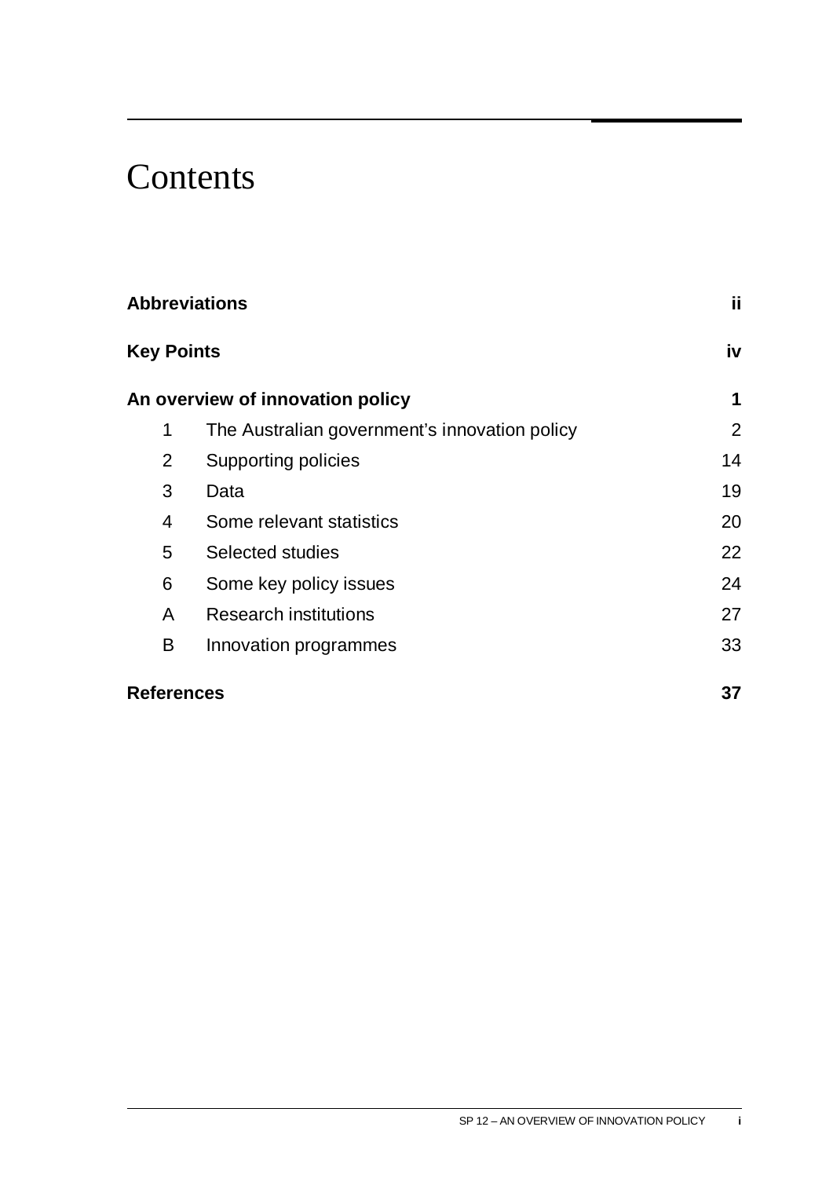# Contents

| | | |
|---|---|---|
| **Abbreviations** | | **ii** |
| **Key Points** | | **iv** |
| **An overview of innovation policy** | | **1** |
| 1 | The Australian government's innovation policy | 2 |
| 2 | Supporting policies | 14 |
| 3 | Data | 19 |
| 4 | Some relevant statistics | 20 |
| 5 | Selected studies | 22 |
| 6 | Some key policy issues | 24 |
| A | Research institutions | 27 |
| B | Innovation programmes | 33 |
| **References** | | **37** |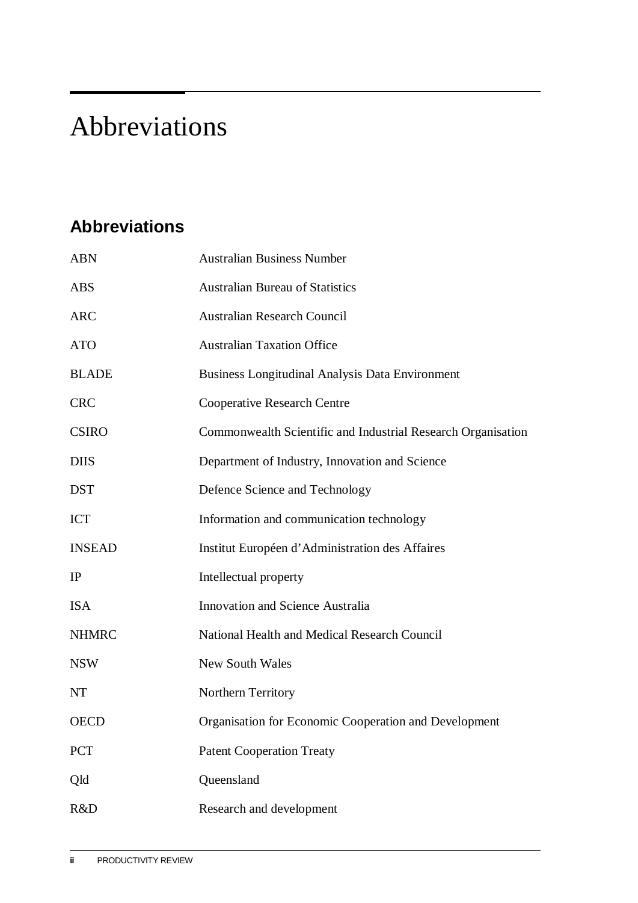# Abbreviations

## Abbreviations

| | |
|---|---|
| ABN | Australian Business Number |
| ABS | Australian Bureau of Statistics |
| ARC | Australian Research Council |
| ATO | Australian Taxation Office |
| BLADE | Business Longitudinal Analysis Data Environment |
| CRC | Cooperative Research Centre |
| CSIRO | Commonwealth Scientific and Industrial Research Organisation |
| DIIS | Department of Industry, Innovation and Science |
| DST | Defence Science and Technology |
| ICT | Information and communication technology |
| INSEAD | Institut Européen d'Administration des Affaires |
| IP | Intellectual property |
| ISA | Innovation and Science Australia |
| NHMRC | National Health and Medical Research Council |
| NSW | New South Wales |
| NT | Northern Territory |
| OECD | Organisation for Economic Cooperation and Development |
| PCT | Patent Cooperation Treaty |
| Qld | Queensland |
| R&D | Research and development |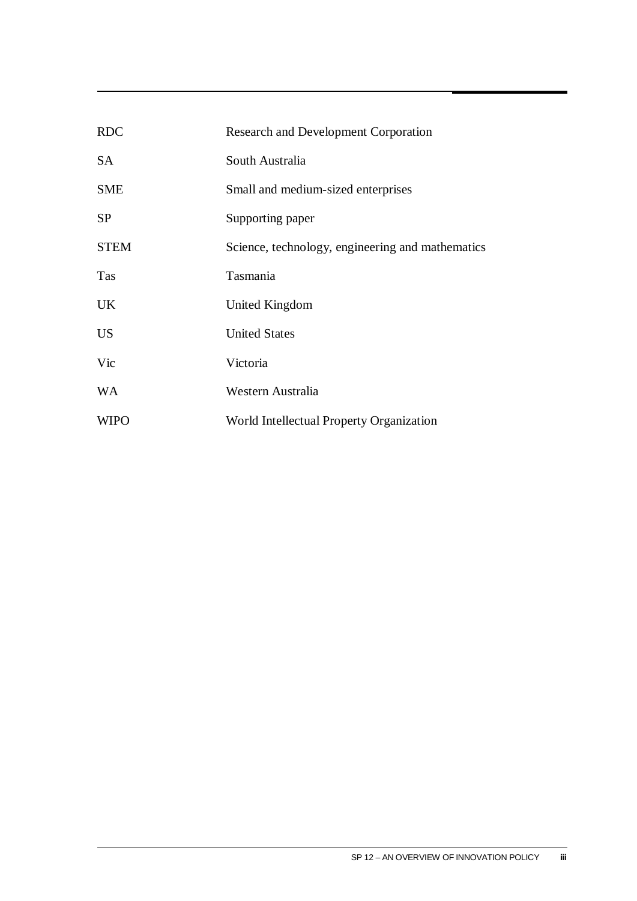| | |
|---|---|
| RDC | Research and Development Corporation |
| SA | South Australia |
| SME | Small and medium-sized enterprises |
| SP | Supporting paper |
| STEM | Science, technology, engineering and mathematics |
| Tas | Tasmania |
| UK | United Kingdom |
| US | United States |
| Vic | Victoria |
| WA | Western Australia |
| WIPO | World Intellectual Property Organization |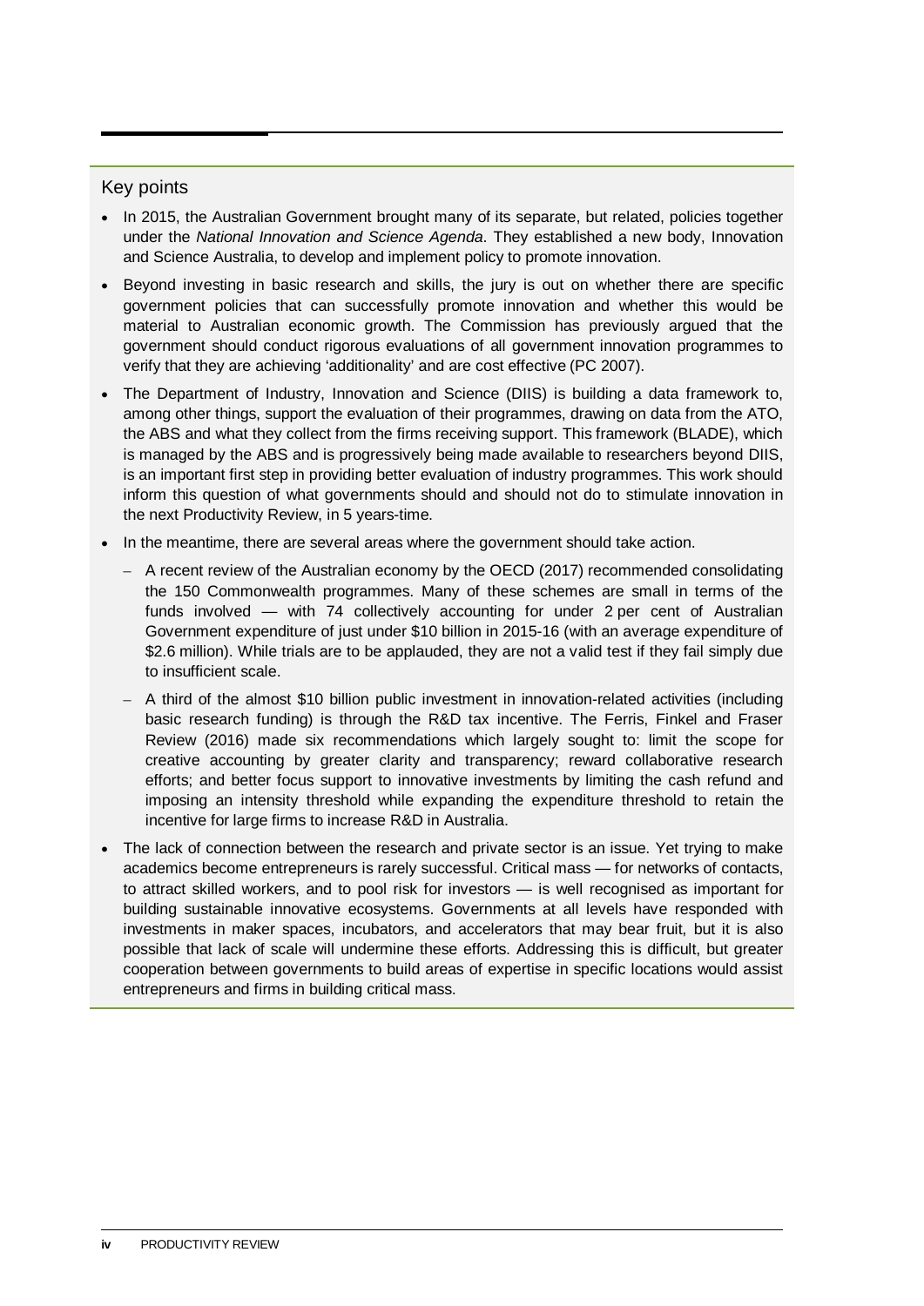## Key points

- In 2015, the Australian Government brought many of its separate, but related, policies together under the *National Innovation and Science Agenda*. They established a new body, Innovation and Science Australia, to develop and implement policy to promote innovation.
- Beyond investing in basic research and skills, the jury is out on whether there are specific government policies that can successfully promote innovation and whether this would be material to Australian economic growth. The Commission has previously argued that the government should conduct rigorous evaluations of all government innovation programmes to verify that they are achieving 'additionality' and are cost effective (PC 2007).
- The Department of Industry, Innovation and Science (DIIS) is building a data framework to, among other things, support the evaluation of their programmes, drawing on data from the ATO, the ABS and what they collect from the firms receiving support. This framework (BLADE), which is managed by the ABS and is progressively being made available to researchers beyond DIIS, is an important first step in providing better evaluation of industry programmes. This work should inform this question of what governments should and should not do to stimulate innovation in the next Productivity Review, in 5 years-time.
- In the meantime, there are several areas where the government should take action.
  - A recent review of the Australian economy by the OECD (2017) recommended consolidating the 150 Commonwealth programmes. Many of these schemes are small in terms of the funds involved — with 74 collectively accounting for under 2 per cent of Australian Government expenditure of just under $10 billion in 2015-16 (with an average expenditure of $2.6 million). While trials are to be applauded, they are not a valid test if they fail simply due to insufficient scale.
  - A third of the almost $10 billion public investment in innovation-related activities (including basic research funding) is through the R&D tax incentive. The Ferris, Finkel and Fraser Review (2016) made six recommendations which largely sought to: limit the scope for creative accounting by greater clarity and transparency; reward collaborative research efforts; and better focus support to innovative investments by limiting the cash refund and imposing an intensity threshold while expanding the expenditure threshold to retain the incentive for large firms to increase R&D in Australia.
- The lack of connection between the research and private sector is an issue. Yet trying to make academics become entrepreneurs is rarely successful. Critical mass — for networks of contacts, to attract skilled workers, and to pool risk for investors — is well recognised as important for building sustainable innovative ecosystems. Governments at all levels have responded with investments in maker spaces, incubators, and accelerators that may bear fruit, but it is also possible that lack of scale will undermine these efforts. Addressing this is difficult, but greater cooperation between governments to build areas of expertise in specific locations would assist entrepreneurs and firms in building critical mass.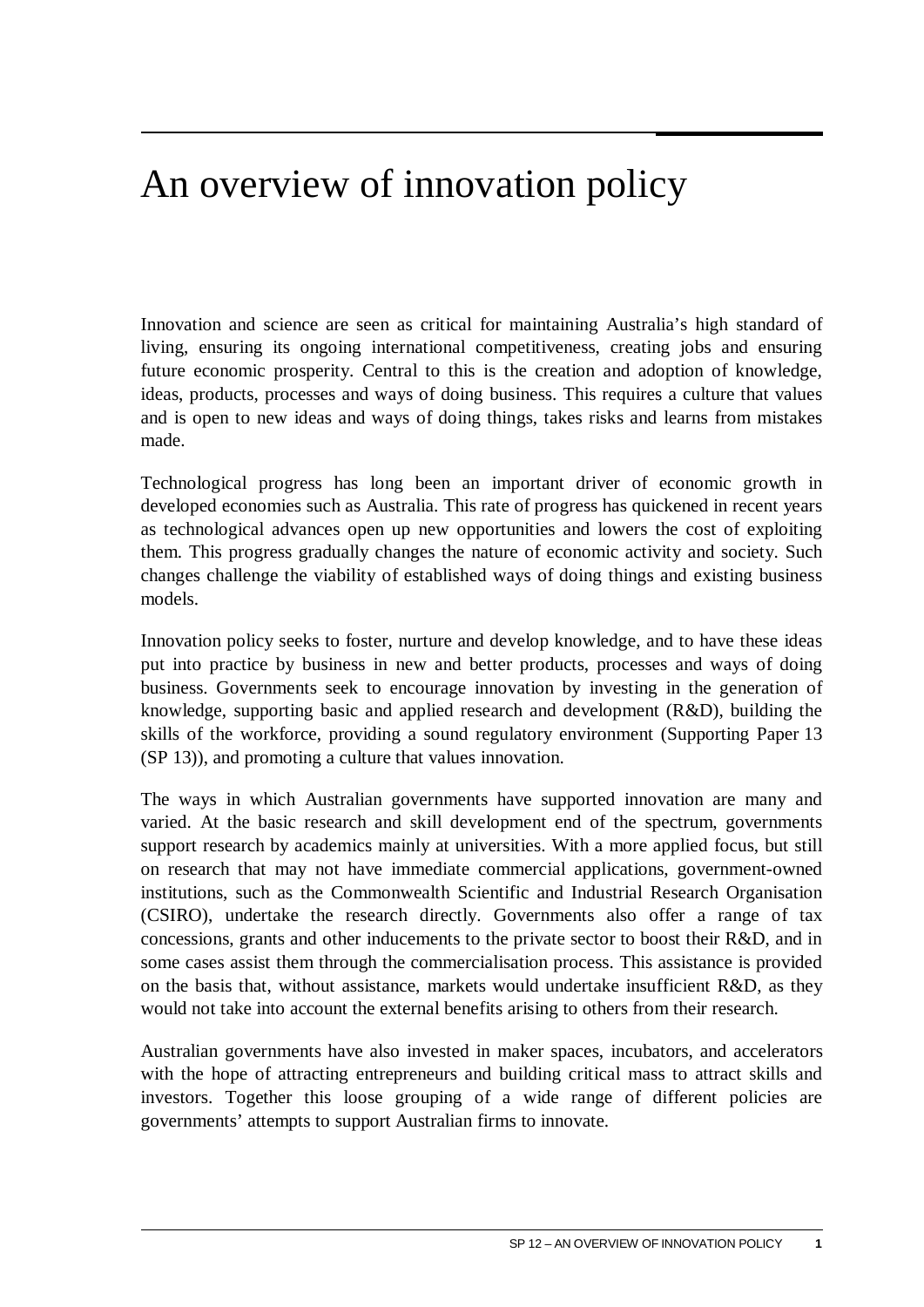# An overview of innovation policy

Innovation and science are seen as critical for maintaining Australia's high standard of living, ensuring its ongoing international competitiveness, creating jobs and ensuring future economic prosperity. Central to this is the creation and adoption of knowledge, ideas, products, processes and ways of doing business. This requires a culture that values and is open to new ideas and ways of doing things, takes risks and learns from mistakes made.

Technological progress has long been an important driver of economic growth in developed economies such as Australia. This rate of progress has quickened in recent years as technological advances open up new opportunities and lowers the cost of exploiting them. This progress gradually changes the nature of economic activity and society. Such changes challenge the viability of established ways of doing things and existing business models.

Innovation policy seeks to foster, nurture and develop knowledge, and to have these ideas put into practice by business in new and better products, processes and ways of doing business. Governments seek to encourage innovation by investing in the generation of knowledge, supporting basic and applied research and development (R&D), building the skills of the workforce, providing a sound regulatory environment (Supporting Paper 13 (SP 13)), and promoting a culture that values innovation.

The ways in which Australian governments have supported innovation are many and varied. At the basic research and skill development end of the spectrum, governments support research by academics mainly at universities. With a more applied focus, but still on research that may not have immediate commercial applications, government-owned institutions, such as the Commonwealth Scientific and Industrial Research Organisation (CSIRO), undertake the research directly. Governments also offer a range of tax concessions, grants and other inducements to the private sector to boost their R&D, and in some cases assist them through the commercialisation process. This assistance is provided on the basis that, without assistance, markets would undertake insufficient R&D, as they would not take into account the external benefits arising to others from their research.

Australian governments have also invested in maker spaces, incubators, and accelerators with the hope of attracting entrepreneurs and building critical mass to attract skills and investors. Together this loose grouping of a wide range of different policies are governments' attempts to support Australian firms to innovate.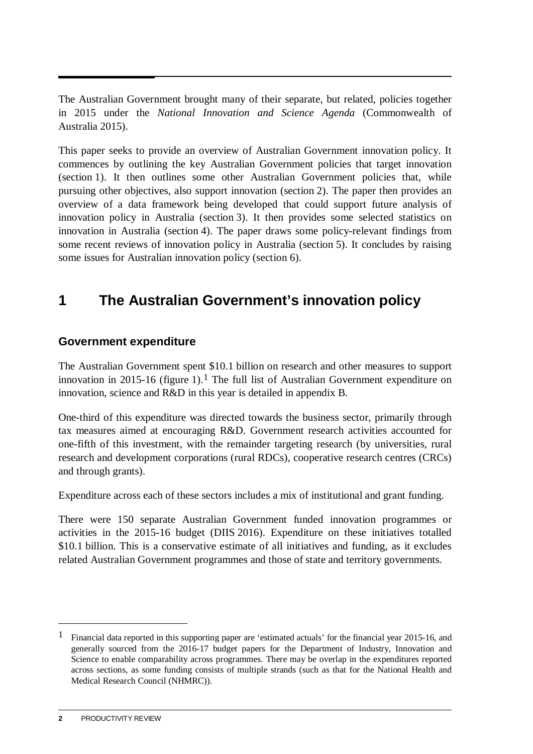The Australian Government brought many of their separate, but related, policies together in 2015 under the *National Innovation and Science Agenda* (Commonwealth of Australia 2015).

This paper seeks to provide an overview of Australian Government innovation policy. It commences by outlining the key Australian Government policies that target innovation (section 1). It then outlines some other Australian Government policies that, while pursuing other objectives, also support innovation (section 2). The paper then provides an overview of a data framework being developed that could support future analysis of innovation policy in Australia (section 3). It then provides some selected statistics on innovation in Australia (section 4). The paper draws some policy-relevant findings from some recent reviews of innovation policy in Australia (section 5). It concludes by raising some issues for Australian innovation policy (section 6).

# 1 The Australian Government's innovation policy

### Government expenditure

The Australian Government spent $10.1 billion on research and other measures to support innovation in 2015-16 (figure 1).[1] The full list of Australian Government expenditure on innovation, science and R&D in this year is detailed in appendix B.

One-third of this expenditure was directed towards the business sector, primarily through tax measures aimed at encouraging R&D. Government research activities accounted for one-fifth of this investment, with the remainder targeting research (by universities, rural research and development corporations (rural RDCs), cooperative research centres (CRCs) and through grants).

Expenditure across each of these sectors includes a mix of institutional and grant funding.

There were 150 separate Australian Government funded innovation programmes or activities in the 2015-16 budget (DIIS 2016). Expenditure on these initiatives totalled $10.1 billion. This is a conservative estimate of all initiatives and funding, as it excludes related Australian Government programmes and those of state and territory governments.

---

[1] Financial data reported in this supporting paper are 'estimated actuals' for the financial year 2015-16, and generally sourced from the 2016-17 budget papers for the Department of Industry, Innovation and Science to enable comparability across programmes. There may be overlap in the expenditures reported across sections, as some funding consists of multiple strands (such as that for the National Health and Medical Research Council (NHMRC)).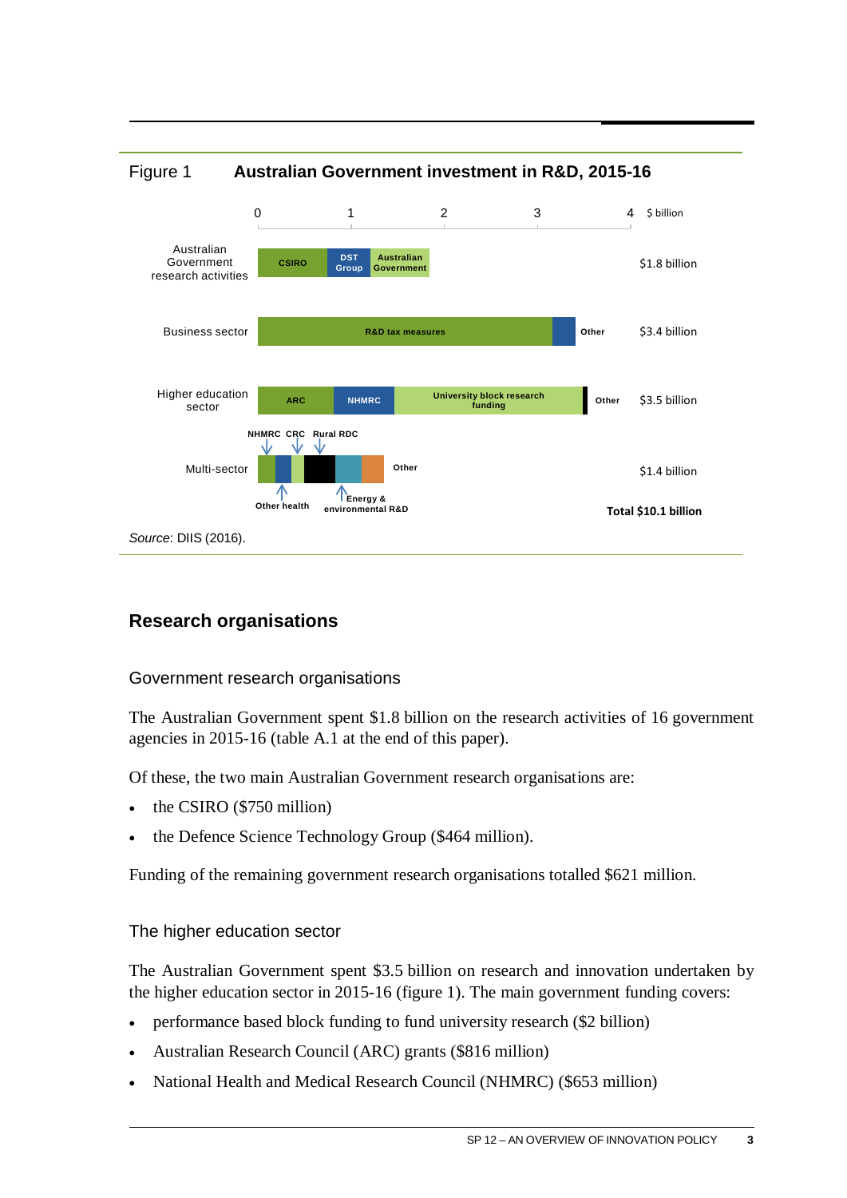Figure 1 **Australian Government investment in R&D, 2015-16**

| Sector | Components | Total |
|---|---|---|
| Australian Government research activities | CSIRO; DST Group; Australian Government | $1.8 billion |
| Business sector | R&D tax measures; Other | $3.4 billion |
| Higher education sector | ARC; NHMRC; University block research funding; Other | $3.5 billion |
| Multi-sector | NHMRC; Other health; CRC; Rural RDC; Energy & environmental R&D; Other | $1.4 billion |
| | | Total $10.1 billion |

*Source*: DIIS (2016).

## Research organisations

### Government research organisations

The Australian Government spent $1.8 billion on the research activities of 16 government agencies in 2015-16 (table A.1 at the end of this paper).

Of these, the two main Australian Government research organisations are:

- the CSIRO ($750 million)
- the Defence Science Technology Group ($464 million).

Funding of the remaining government research organisations totalled $621 million.

### The higher education sector

The Australian Government spent $3.5 billion on research and innovation undertaken by the higher education sector in 2015-16 (figure 1). The main government funding covers:

- performance based block funding to fund university research ($2 billion)
- Australian Research Council (ARC) grants ($816 million)
- National Health and Medical Research Council (NHMRC) ($653 million)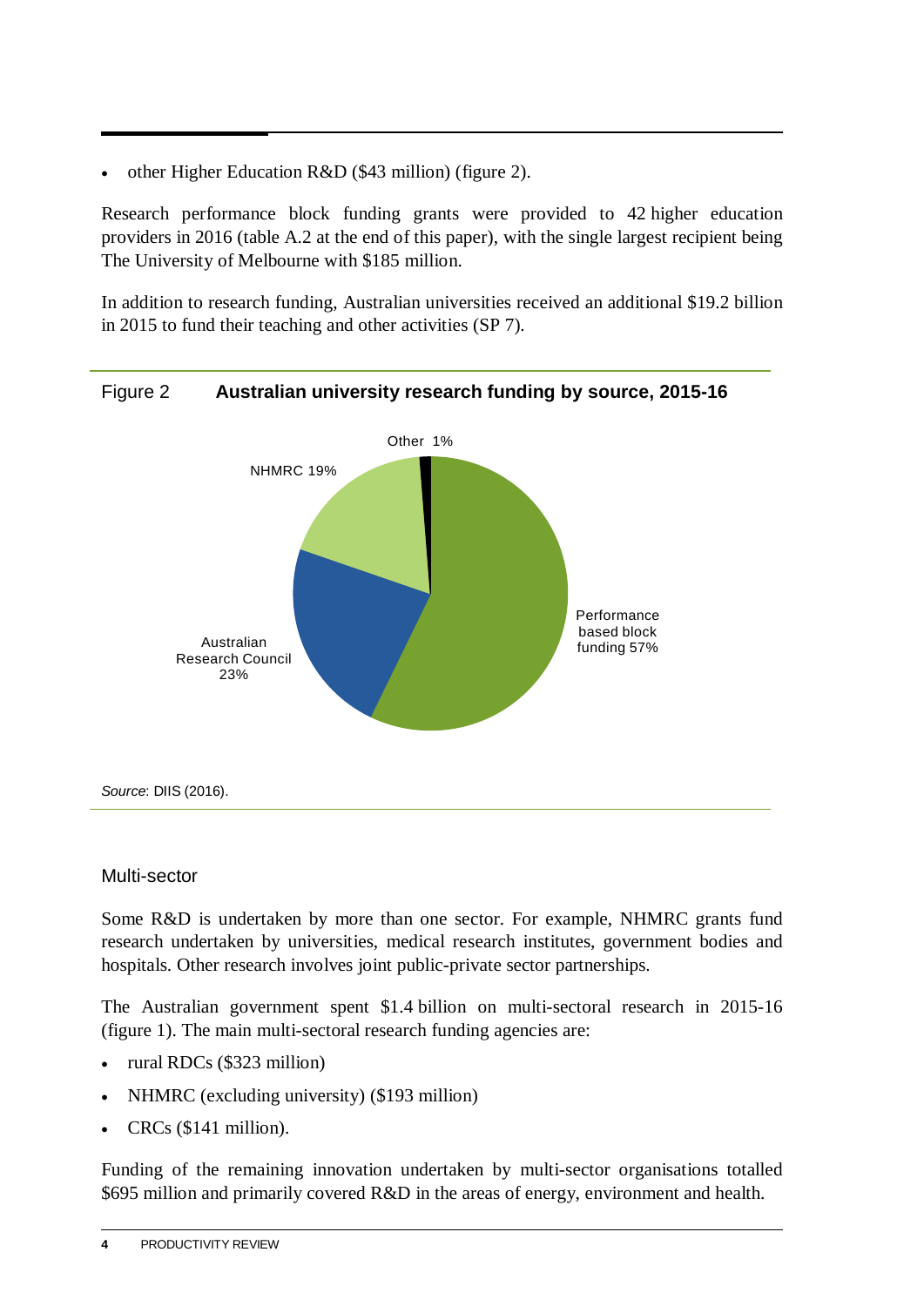- other Higher Education R&D ($43 million) (figure 2).

Research performance block funding grants were provided to 42 higher education providers in 2016 (table A.2 at the end of this paper), with the single largest recipient being The University of Melbourne with $185 million.

In addition to research funding, Australian universities received an additional $19.2 billion in 2015 to fund their teaching and other activities (SP 7).

Figure 2 **Australian university research funding by source, 2015-16**

Other 1%

NHMRC 19%

Performance based block funding 57%

Australian Research Council 23%

*Source*: DIIS (2016).

### Multi-sector

Some R&D is undertaken by more than one sector. For example, NHMRC grants fund research undertaken by universities, medical research institutes, government bodies and hospitals. Other research involves joint public-private sector partnerships.

The Australian government spent $1.4 billion on multi-sectoral research in 2015-16 (figure 1). The main multi-sectoral research funding agencies are:

- rural RDCs ($323 million)
- NHMRC (excluding university) ($193 million)
- CRCs ($141 million).

Funding of the remaining innovation undertaken by multi-sector organisations totalled $695 million and primarily covered R&D in the areas of energy, environment and health.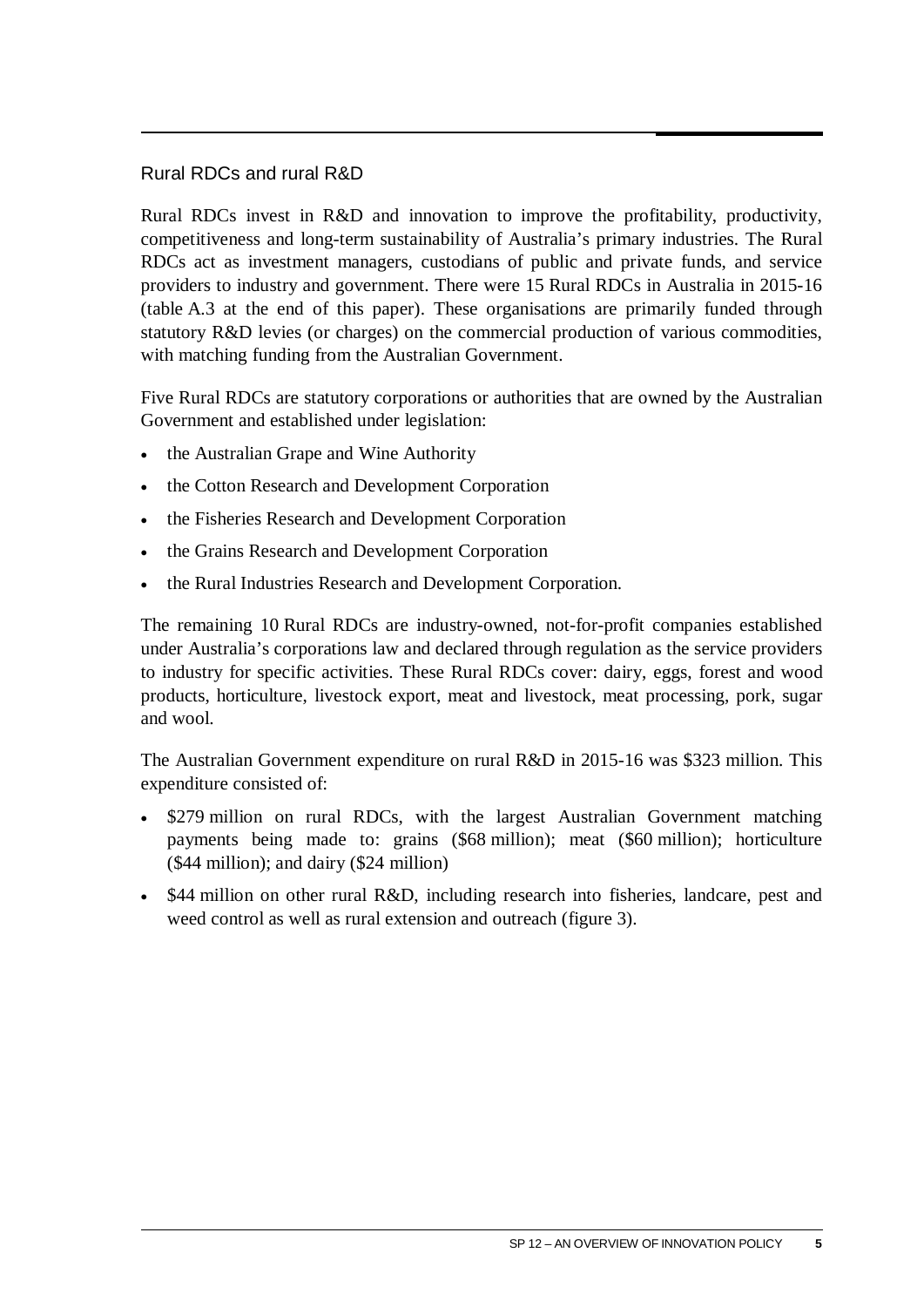### Rural RDCs and rural R&D

Rural RDCs invest in R&D and innovation to improve the profitability, productivity, competitiveness and long-term sustainability of Australia's primary industries. The Rural RDCs act as investment managers, custodians of public and private funds, and service providers to industry and government. There were 15 Rural RDCs in Australia in 2015-16 (table A.3 at the end of this paper). These organisations are primarily funded through statutory R&D levies (or charges) on the commercial production of various commodities, with matching funding from the Australian Government.

Five Rural RDCs are statutory corporations or authorities that are owned by the Australian Government and established under legislation:

- the Australian Grape and Wine Authority
- the Cotton Research and Development Corporation
- the Fisheries Research and Development Corporation
- the Grains Research and Development Corporation
- the Rural Industries Research and Development Corporation.

The remaining 10 Rural RDCs are industry-owned, not-for-profit companies established under Australia's corporations law and declared through regulation as the service providers to industry for specific activities. These Rural RDCs cover: dairy, eggs, forest and wood products, horticulture, livestock export, meat and livestock, meat processing, pork, sugar and wool.

The Australian Government expenditure on rural R&D in 2015-16 was $323 million. This expenditure consisted of:

- $279 million on rural RDCs, with the largest Australian Government matching payments being made to: grains ($68 million); meat ($60 million); horticulture ($44 million); and dairy ($24 million)
- $44 million on other rural R&D, including research into fisheries, landcare, pest and weed control as well as rural extension and outreach (figure 3).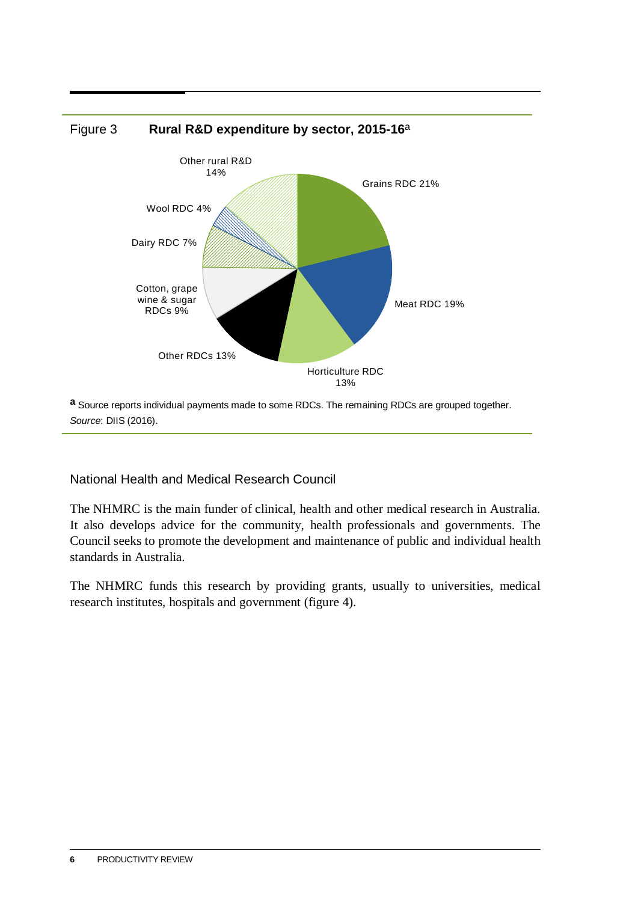Figure 3 **Rural R&D expenditure by sector, 2015-16**[a]

Other rural R&D 14%

Grains RDC 21%

Wool RDC 4%

Dairy RDC 7%

Cotton, grape wine & sugar RDCs 9%

Meat RDC 19%

Other RDCs 13%

Horticulture RDC 13%

[a] Source reports individual payments made to some RDCs. The remaining RDCs are grouped together.

*Source*: DIIS (2016).

### National Health and Medical Research Council

The NHMRC is the main funder of clinical, health and other medical research in Australia. It also develops advice for the community, health professionals and governments. The Council seeks to promote the development and maintenance of public and individual health standards in Australia.

The NHMRC funds this research by providing grants, usually to universities, medical research institutes, hospitals and government (figure 4).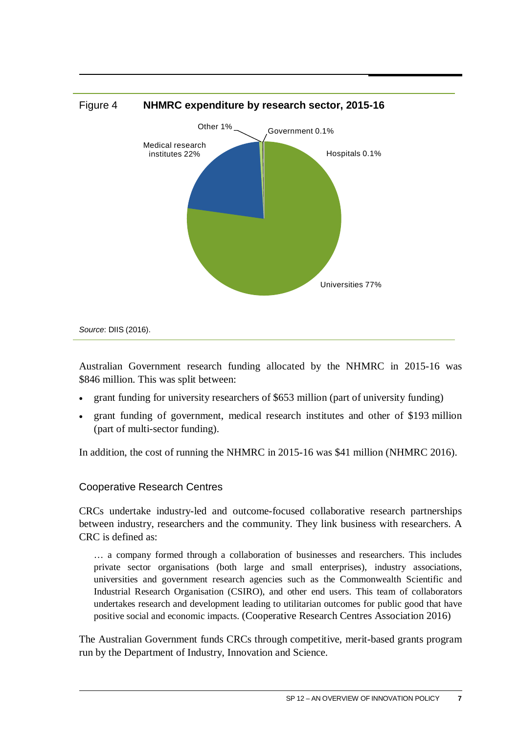Figure 4 **NHMRC expenditure by research sector, 2015-16**

*Source*: DIIS (2016).

Australian Government research funding allocated by the NHMRC in 2015-16 was $846 million. This was split between:

- grant funding for university researchers of $653 million (part of university funding)
- grant funding of government, medical research institutes and other of $193 million (part of multi-sector funding).

In addition, the cost of running the NHMRC in 2015-16 was $41 million (NHMRC 2016).

### Cooperative Research Centres

CRCs undertake industry-led and outcome-focused collaborative research partnerships between industry, researchers and the community. They link business with researchers. A CRC is defined as:

> … a company formed through a collaboration of businesses and researchers. This includes private sector organisations (both large and small enterprises), industry associations, universities and government research agencies such as the Commonwealth Scientific and Industrial Research Organisation (CSIRO), and other end users. This team of collaborators undertakes research and development leading to utilitarian outcomes for public good that have positive social and economic impacts. (Cooperative Research Centres Association 2016)

The Australian Government funds CRCs through competitive, merit-based grants program run by the Department of Industry, Innovation and Science.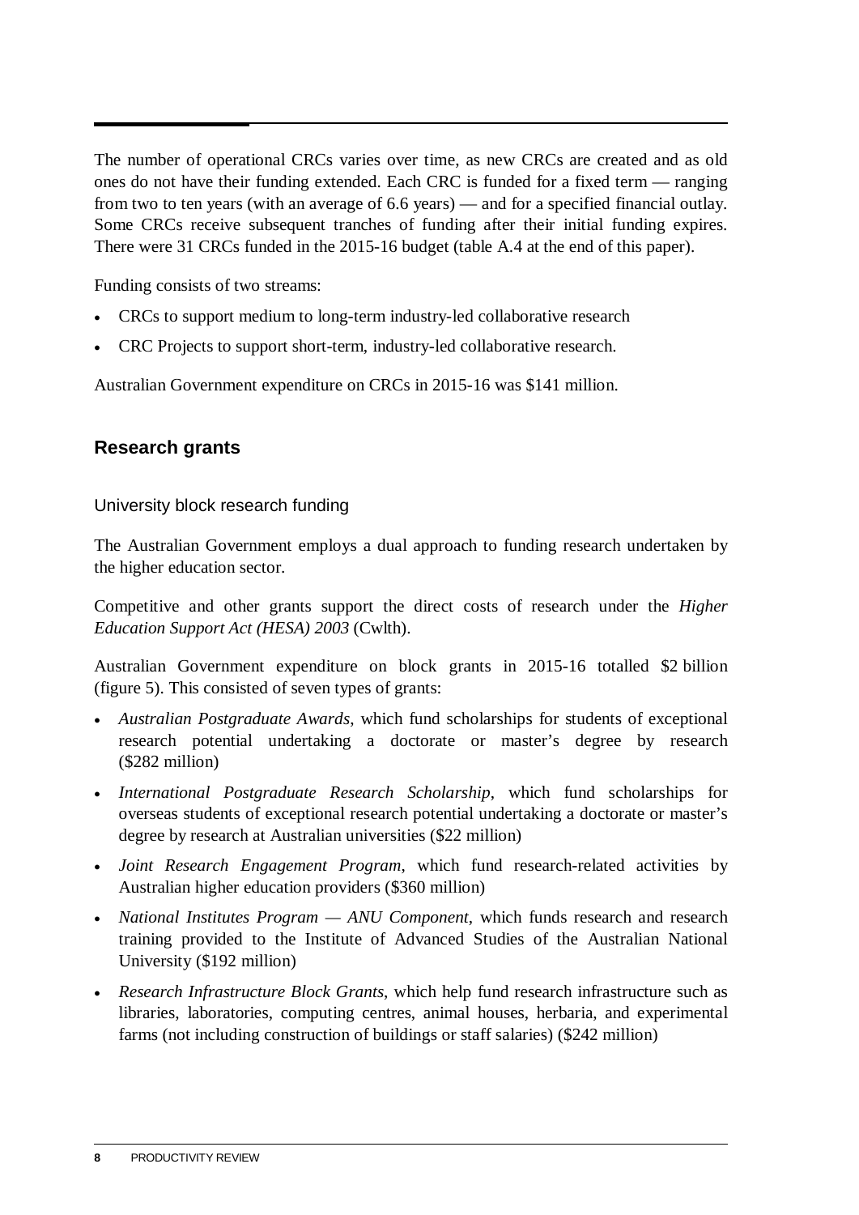The number of operational CRCs varies over time, as new CRCs are created and as old ones do not have their funding extended. Each CRC is funded for a fixed term — ranging from two to ten years (with an average of 6.6 years) — and for a specified financial outlay. Some CRCs receive subsequent tranches of funding after their initial funding expires. There were 31 CRCs funded in the 2015-16 budget (table A.4 at the end of this paper).

Funding consists of two streams:

- CRCs to support medium to long-term industry-led collaborative research
- CRC Projects to support short-term, industry-led collaborative research.

Australian Government expenditure on CRCs in 2015-16 was $141 million.

## Research grants

### University block research funding

The Australian Government employs a dual approach to funding research undertaken by the higher education sector.

Competitive and other grants support the direct costs of research under the *Higher Education Support Act (HESA) 2003* (Cwlth).

Australian Government expenditure on block grants in 2015-16 totalled $2 billion (figure 5). This consisted of seven types of grants:

- *Australian Postgraduate Awards*, which fund scholarships for students of exceptional research potential undertaking a doctorate or master's degree by research ($282 million)
- *International Postgraduate Research Scholarship*, which fund scholarships for overseas students of exceptional research potential undertaking a doctorate or master's degree by research at Australian universities ($22 million)
- *Joint Research Engagement Program*, which fund research-related activities by Australian higher education providers ($360 million)
- *National Institutes Program — ANU Component*, which funds research and research training provided to the Institute of Advanced Studies of the Australian National University ($192 million)
- *Research Infrastructure Block Grants*, which help fund research infrastructure such as libraries, laboratories, computing centres, animal houses, herbaria, and experimental farms (not including construction of buildings or staff salaries) ($242 million)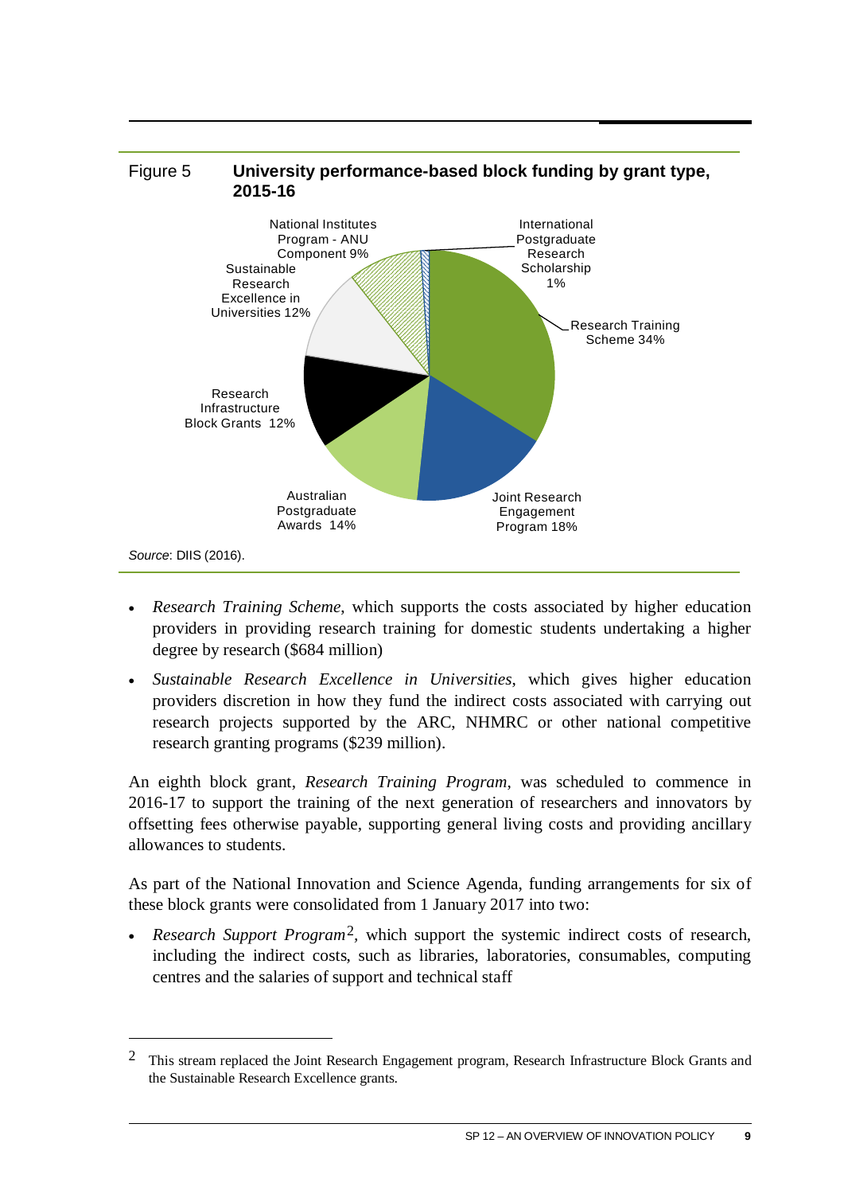Figure 5 **University performance-based block funding by grant type, 2015-16**

| Grant type | Share |
| --- | --- |
| Research Training Scheme | 34% |
| Joint Research Engagement Program | 18% |
| Australian Postgraduate Awards | 14% |
| Research Infrastructure Block Grants | 12% |
| Sustainable Research Excellence in Universities | 12% |
| National Institutes Program - ANU Component | 9% |
| International Postgraduate Research Scholarship | 1% |

*Source*: DIIS (2016).

- *Research Training Scheme*, which supports the costs associated by higher education providers in providing research training for domestic students undertaking a higher degree by research ($684 million)
- *Sustainable Research Excellence in Universities*, which gives higher education providers discretion in how they fund the indirect costs associated with carrying out research projects supported by the ARC, NHMRC or other national competitive research granting programs ($239 million).

An eighth block grant, *Research Training Program*, was scheduled to commence in 2016-17 to support the training of the next generation of researchers and innovators by offsetting fees otherwise payable, supporting general living costs and providing ancillary allowances to students.

As part of the National Innovation and Science Agenda, funding arrangements for six of these block grants were consolidated from 1 January 2017 into two:

- *Research Support Program*[2], which support the systemic indirect costs of research, including the indirect costs, such as libraries, laboratories, consumables, computing centres and the salaries of support and technical staff

[2] This stream replaced the Joint Research Engagement program, Research Infrastructure Block Grants and the Sustainable Research Excellence grants.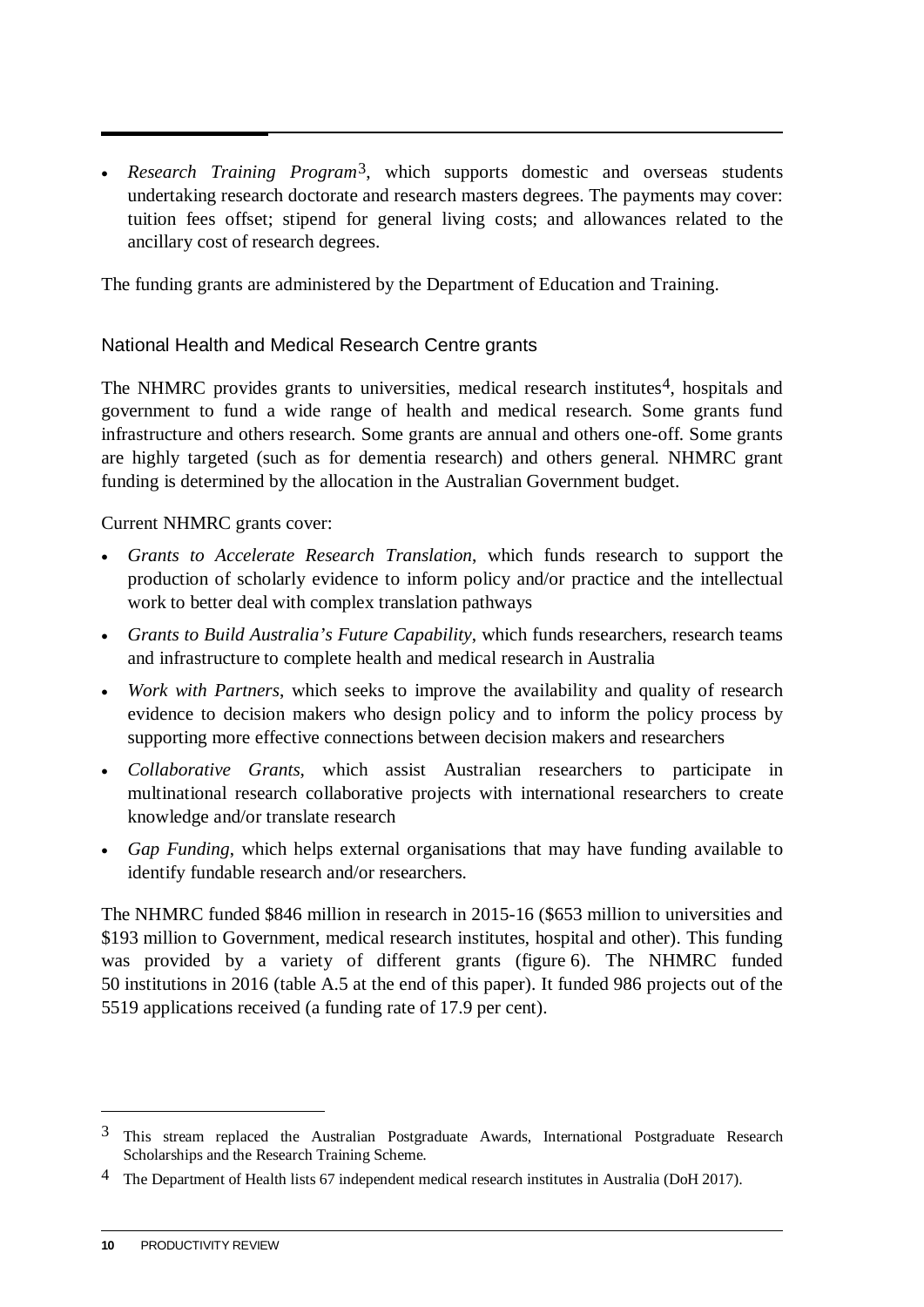- *Research Training Program*[3], which supports domestic and overseas students undertaking research doctorate and research masters degrees. The payments may cover: tuition fees offset; stipend for general living costs; and allowances related to the ancillary cost of research degrees.

The funding grants are administered by the Department of Education and Training.

### National Health and Medical Research Centre grants

The NHMRC provides grants to universities, medical research institutes[4], hospitals and government to fund a wide range of health and medical research. Some grants fund infrastructure and others research. Some grants are annual and others one-off. Some grants are highly targeted (such as for dementia research) and others general. NHMRC grant funding is determined by the allocation in the Australian Government budget.

Current NHMRC grants cover:

- *Grants to Accelerate Research Translation*, which funds research to support the production of scholarly evidence to inform policy and/or practice and the intellectual work to better deal with complex translation pathways
- *Grants to Build Australia's Future Capability*, which funds researchers, research teams and infrastructure to complete health and medical research in Australia
- *Work with Partners*, which seeks to improve the availability and quality of research evidence to decision makers who design policy and to inform the policy process by supporting more effective connections between decision makers and researchers
- *Collaborative Grants*, which assist Australian researchers to participate in multinational research collaborative projects with international researchers to create knowledge and/or translate research
- *Gap Funding*, which helps external organisations that may have funding available to identify fundable research and/or researchers.

The NHMRC funded $846 million in research in 2015-16 ($653 million to universities and $193 million to Government, medical research institutes, hospital and other). This funding was provided by a variety of different grants (figure 6). The NHMRC funded 50 institutions in 2016 (table A.5 at the end of this paper). It funded 986 projects out of the 5519 applications received (a funding rate of 17.9 per cent).

---

[3] This stream replaced the Australian Postgraduate Awards, International Postgraduate Research Scholarships and the Research Training Scheme.

[4] The Department of Health lists 67 independent medical research institutes in Australia (DoH 2017).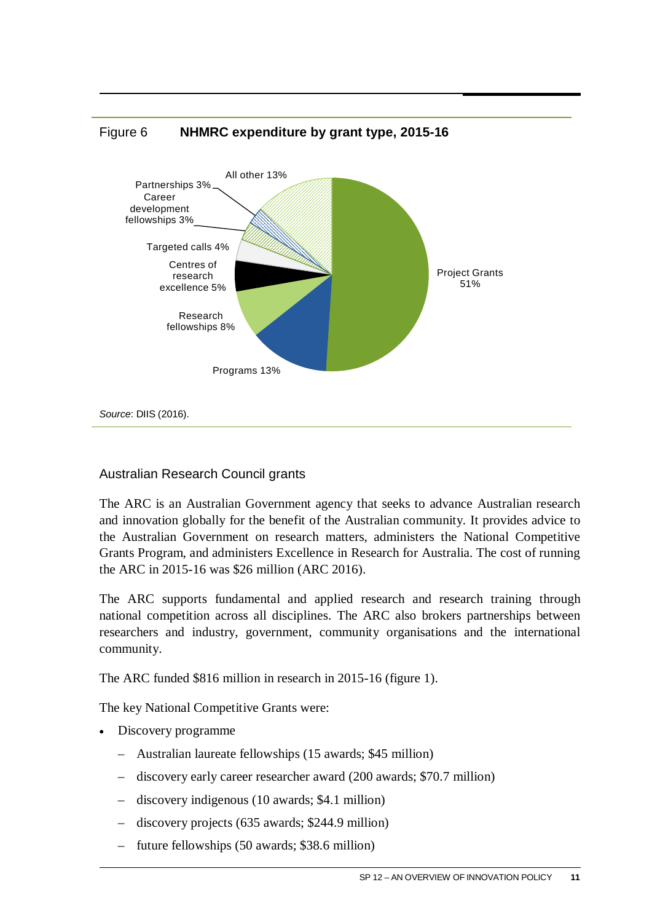Figure 6 **NHMRC expenditure by grant type, 2015-16**

*Source*: DIIS (2016).

### Australian Research Council grants

The ARC is an Australian Government agency that seeks to advance Australian research and innovation globally for the benefit of the Australian community. It provides advice to the Australian Government on research matters, administers the National Competitive Grants Program, and administers Excellence in Research for Australia. The cost of running the ARC in 2015-16 was $26 million (ARC 2016).

The ARC supports fundamental and applied research and research training through national competition across all disciplines. The ARC also brokers partnerships between researchers and industry, government, community organisations and the international community.

The ARC funded $816 million in research in 2015-16 (figure 1).

The key National Competitive Grants were:

- Discovery programme
  - Australian laureate fellowships (15 awards; $45 million)
  - discovery early career researcher award (200 awards; $70.7 million)
  - discovery indigenous (10 awards; $4.1 million)
  - discovery projects (635 awards; $244.9 million)
  - future fellowships (50 awards; $38.6 million)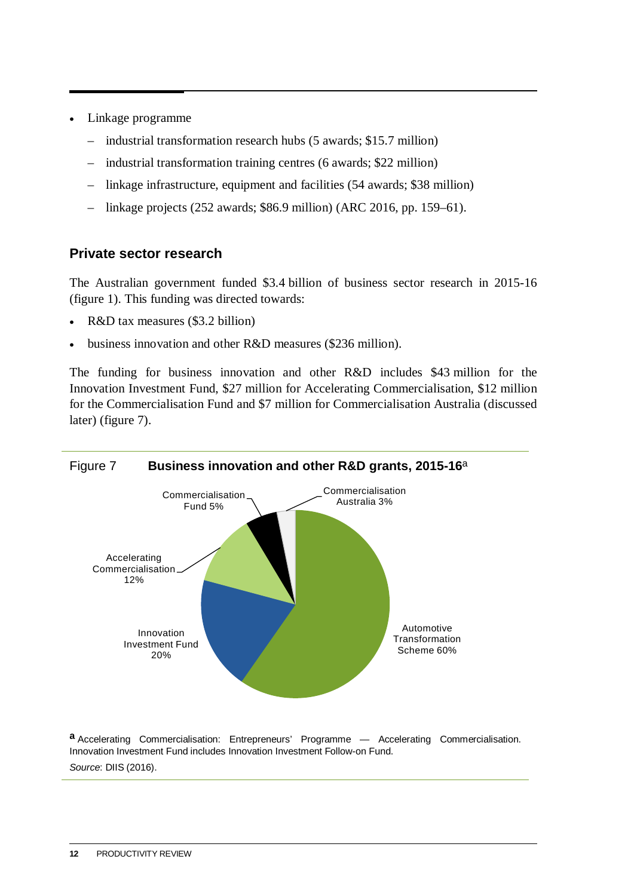- Linkage programme
  - industrial transformation research hubs (5 awards; $15.7 million)
  - industrial transformation training centres (6 awards; $22 million)
  - linkage infrastructure, equipment and facilities (54 awards; $38 million)
  - linkage projects (252 awards; $86.9 million) (ARC 2016, pp. 159–61).

### Private sector research

The Australian government funded $3.4 billion of business sector research in 2015-16 (figure 1). This funding was directed towards:

- R&D tax measures ($3.2 billion)
- business innovation and other R&D measures ($236 million).

The funding for business innovation and other R&D includes $43 million for the Innovation Investment Fund, $27 million for Accelerating Commercialisation, $12 million for the Commercialisation Fund and $7 million for Commercialisation Australia (discussed later) (figure 7).

Figure 7 **Business innovation and other R&D grants, 2015-16**[a]

| Programme | Share |
| --- | --- |
| Automotive Transformation Scheme | 60% |
| Innovation Investment Fund | 20% |
| Accelerating Commercialisation | 12% |
| Commercialisation Fund | 5% |
| Commercialisation Australia | 3% |

[a] Accelerating Commercialisation: Entrepreneurs' Programme — Accelerating Commercialisation. Innovation Investment Fund includes Innovation Investment Follow-on Fund.

*Source*: DIIS (2016).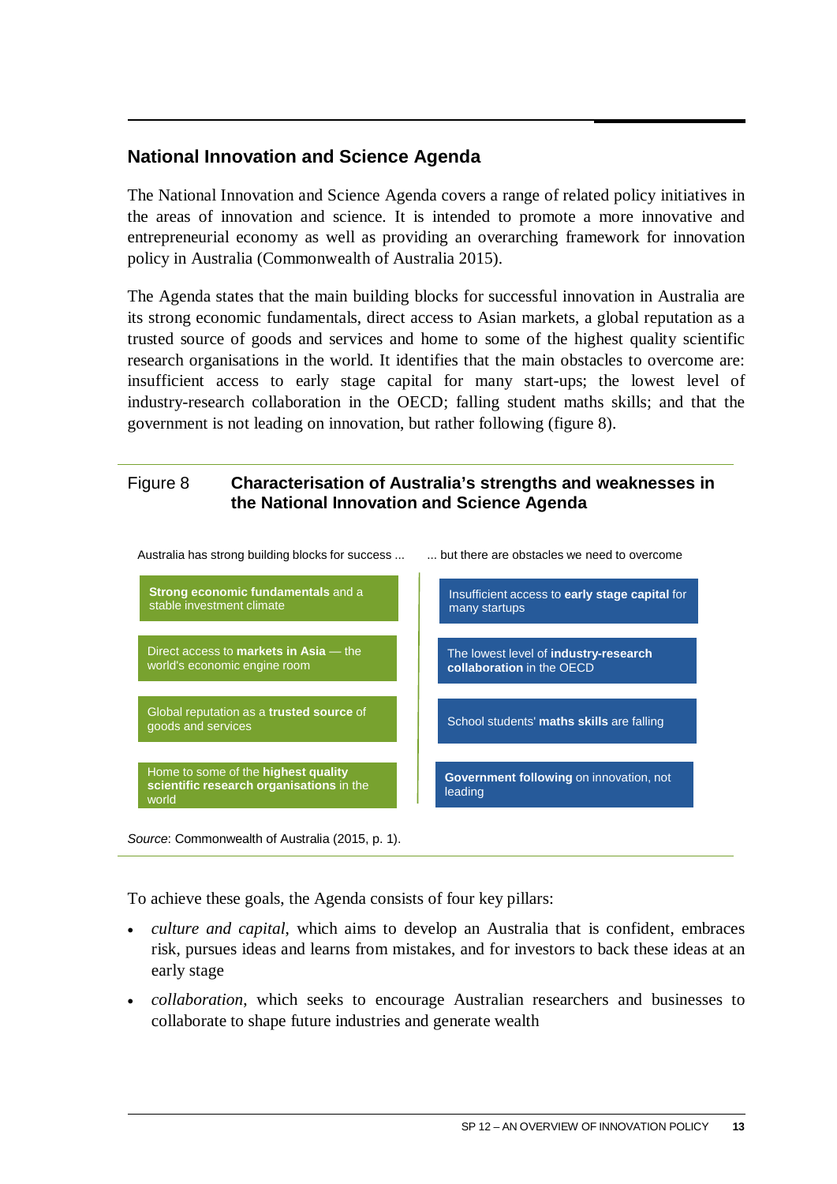## National Innovation and Science Agenda

The National Innovation and Science Agenda covers a range of related policy initiatives in the areas of innovation and science. It is intended to promote a more innovative and entrepreneurial economy as well as providing an overarching framework for innovation policy in Australia (Commonwealth of Australia 2015).

The Agenda states that the main building blocks for successful innovation in Australia are its strong economic fundamentals, direct access to Asian markets, a global reputation as a trusted source of goods and services and home to some of the highest quality scientific research organisations in the world. It identifies that the main obstacles to overcome are: insufficient access to early stage capital for many start-ups; the lowest level of industry-research collaboration in the OECD; falling student maths skills; and that the government is not leading on innovation, but rather following (figure 8).

Figure 8 **Characterisation of Australia's strengths and weaknesses in the National Innovation and Science Agenda**

| Australia has strong building blocks for success ... | ... but there are obstacles we need to overcome |
| --- | --- |
| **Strong economic fundamentals** and a stable investment climate | Insufficient access to **early stage capital** for many startups |
| Direct access to **markets in Asia** — the world's economic engine room | The lowest level of **industry-research collaboration** in the OECD |
| Global reputation as a **trusted source** of goods and services | School students' **maths skills** are falling |
| Home to some of the **highest quality scientific research organisations** in the world | **Government following** on innovation, not leading |

*Source*: Commonwealth of Australia (2015, p. 1).

To achieve these goals, the Agenda consists of four key pillars:

- *culture and capital*, which aims to develop an Australia that is confident, embraces risk, pursues ideas and learns from mistakes, and for investors to back these ideas at an early stage
- *collaboration*, which seeks to encourage Australian researchers and businesses to collaborate to shape future industries and generate wealth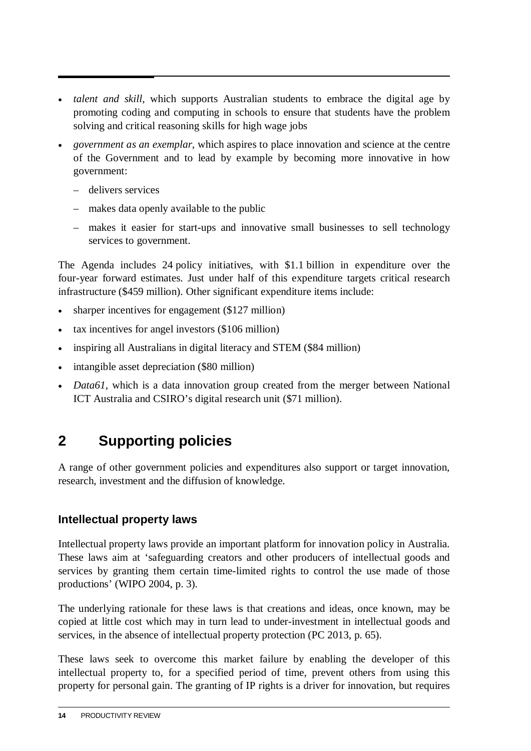- *talent and skill*, which supports Australian students to embrace the digital age by promoting coding and computing in schools to ensure that students have the problem solving and critical reasoning skills for high wage jobs
- *government as an exemplar*, which aspires to place innovation and science at the centre of the Government and to lead by example by becoming more innovative in how government:
  - delivers services
  - makes data openly available to the public
  - makes it easier for start-ups and innovative small businesses to sell technology services to government.

The Agenda includes 24 policy initiatives, with $1.1 billion in expenditure over the four-year forward estimates. Just under half of this expenditure targets critical research infrastructure ($459 million). Other significant expenditure items include:

- sharper incentives for engagement ($127 million)
- tax incentives for angel investors ($106 million)
- inspiring all Australians in digital literacy and STEM ($84 million)
- intangible asset depreciation ($80 million)
- *Data61*, which is a data innovation group created from the merger between National ICT Australia and CSIRO's digital research unit ($71 million).

# 2 Supporting policies

A range of other government policies and expenditures also support or target innovation, research, investment and the diffusion of knowledge.

## Intellectual property laws

Intellectual property laws provide an important platform for innovation policy in Australia. These laws aim at 'safeguarding creators and other producers of intellectual goods and services by granting them certain time-limited rights to control the use made of those productions' (WIPO 2004, p. 3).

The underlying rationale for these laws is that creations and ideas, once known, may be copied at little cost which may in turn lead to under-investment in intellectual goods and services, in the absence of intellectual property protection (PC 2013, p. 65).

These laws seek to overcome this market failure by enabling the developer of this intellectual property to, for a specified period of time, prevent others from using this property for personal gain. The granting of IP rights is a driver for innovation, but requires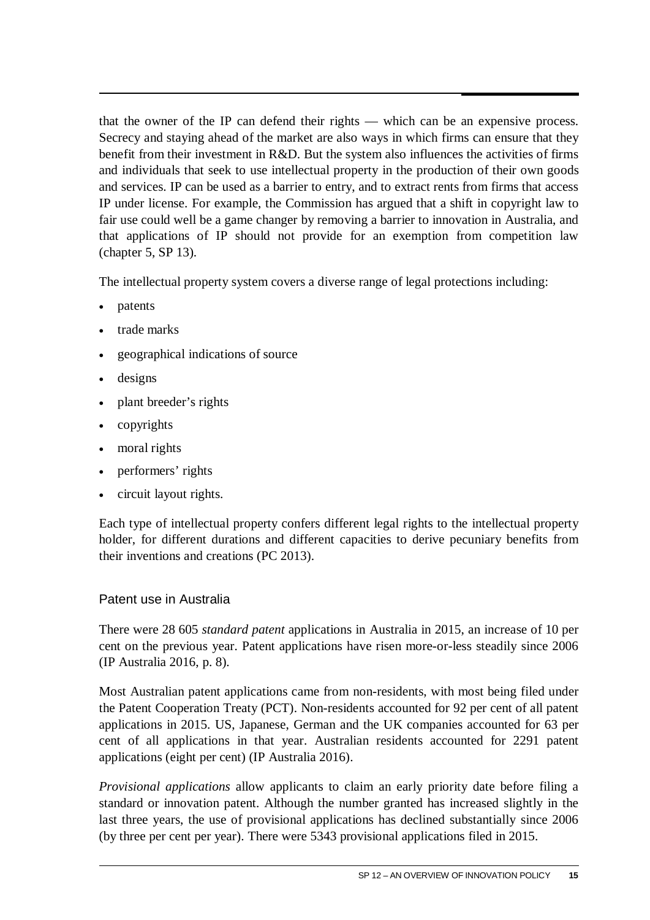that the owner of the IP can defend their rights — which can be an expensive process. Secrecy and staying ahead of the market are also ways in which firms can ensure that they benefit from their investment in R&D. But the system also influences the activities of firms and individuals that seek to use intellectual property in the production of their own goods and services. IP can be used as a barrier to entry, and to extract rents from firms that access IP under license. For example, the Commission has argued that a shift in copyright law to fair use could well be a game changer by removing a barrier to innovation in Australia, and that applications of IP should not provide for an exemption from competition law (chapter 5, SP 13).

The intellectual property system covers a diverse range of legal protections including:

- patents
- trade marks
- geographical indications of source
- designs
- plant breeder's rights
- copyrights
- moral rights
- performers' rights
- circuit layout rights.

Each type of intellectual property confers different legal rights to the intellectual property holder, for different durations and different capacities to derive pecuniary benefits from their inventions and creations (PC 2013).

### Patent use in Australia

There were 28 605 *standard patent* applications in Australia in 2015, an increase of 10 per cent on the previous year. Patent applications have risen more-or-less steadily since 2006 (IP Australia 2016, p. 8).

Most Australian patent applications came from non-residents, with most being filed under the Patent Cooperation Treaty (PCT). Non-residents accounted for 92 per cent of all patent applications in 2015. US, Japanese, German and the UK companies accounted for 63 per cent of all applications in that year. Australian residents accounted for 2291 patent applications (eight per cent) (IP Australia 2016).

*Provisional applications* allow applicants to claim an early priority date before filing a standard or innovation patent. Although the number granted has increased slightly in the last three years, the use of provisional applications has declined substantially since 2006 (by three per cent per year). There were 5343 provisional applications filed in 2015.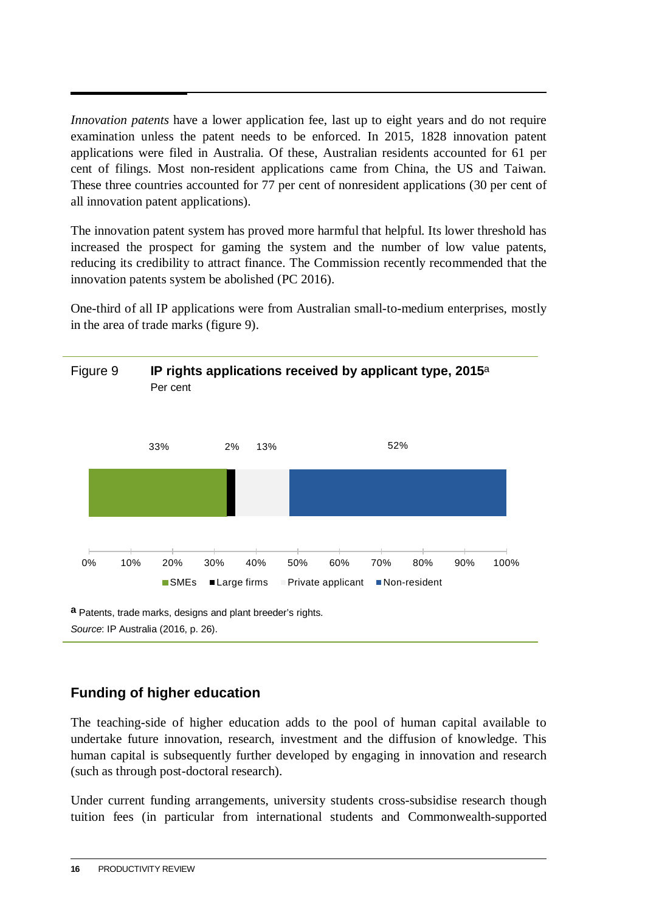*Innovation patents* have a lower application fee, last up to eight years and do not require examination unless the patent needs to be enforced. In 2015, 1828 innovation patent applications were filed in Australia. Of these, Australian residents accounted for 61 per cent of filings. Most non-resident applications came from China, the US and Taiwan. These three countries accounted for 77 per cent of nonresident applications (30 per cent of all innovation patent applications).

The innovation patent system has proved more harmful that helpful. Its lower threshold has increased the prospect for gaming the system and the number of low value patents, reducing its credibility to attract finance. The Commission recently recommended that the innovation patents system be abolished (PC 2016).

One-third of all IP applications were from Australian small-to-medium enterprises, mostly in the area of trade marks (figure 9).

Figure 9 **IP rights applications received by applicant type, 2015**[a]
Per cent

| SMEs | Large firms | Private applicant | Non-resident |
|---|---|---|---|
| 33% | 2% | 13% | 52% |

[a] Patents, trade marks, designs and plant breeder's rights.

*Source*: IP Australia (2016, p. 26).

## Funding of higher education

The teaching-side of higher education adds to the pool of human capital available to undertake future innovation, research, investment and the diffusion of knowledge. This human capital is subsequently further developed by engaging in innovation and research (such as through post-doctoral research).

Under current funding arrangements, university students cross-subsidise research though tuition fees (in particular from international students and Commonwealth-supported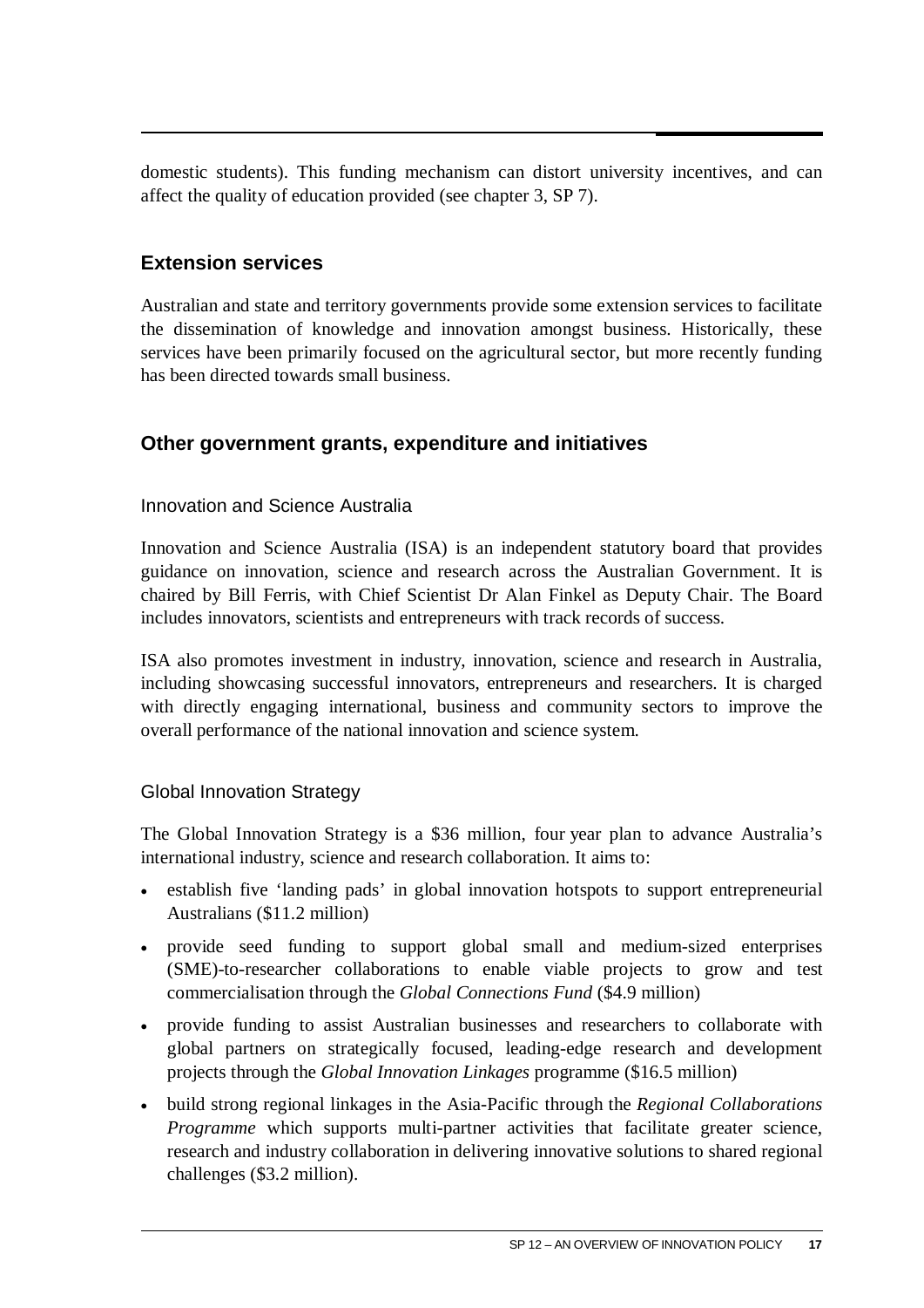domestic students). This funding mechanism can distort university incentives, and can affect the quality of education provided (see chapter 3, SP 7).

## Extension services

Australian and state and territory governments provide some extension services to facilitate the dissemination of knowledge and innovation amongst business. Historically, these services have been primarily focused on the agricultural sector, but more recently funding has been directed towards small business.

## Other government grants, expenditure and initiatives

### Innovation and Science Australia

Innovation and Science Australia (ISA) is an independent statutory board that provides guidance on innovation, science and research across the Australian Government. It is chaired by Bill Ferris, with Chief Scientist Dr Alan Finkel as Deputy Chair. The Board includes innovators, scientists and entrepreneurs with track records of success.

ISA also promotes investment in industry, innovation, science and research in Australia, including showcasing successful innovators, entrepreneurs and researchers. It is charged with directly engaging international, business and community sectors to improve the overall performance of the national innovation and science system.

### Global Innovation Strategy

The Global Innovation Strategy is a $36 million, four year plan to advance Australia's international industry, science and research collaboration. It aims to:

- establish five 'landing pads' in global innovation hotspots to support entrepreneurial Australians ($11.2 million)
- provide seed funding to support global small and medium-sized enterprises (SME)-to-researcher collaborations to enable viable projects to grow and test commercialisation through the *Global Connections Fund* ($4.9 million)
- provide funding to assist Australian businesses and researchers to collaborate with global partners on strategically focused, leading-edge research and development projects through the *Global Innovation Linkages* programme ($16.5 million)
- build strong regional linkages in the Asia-Pacific through the *Regional Collaborations Programme* which supports multi-partner activities that facilitate greater science, research and industry collaboration in delivering innovative solutions to shared regional challenges ($3.2 million).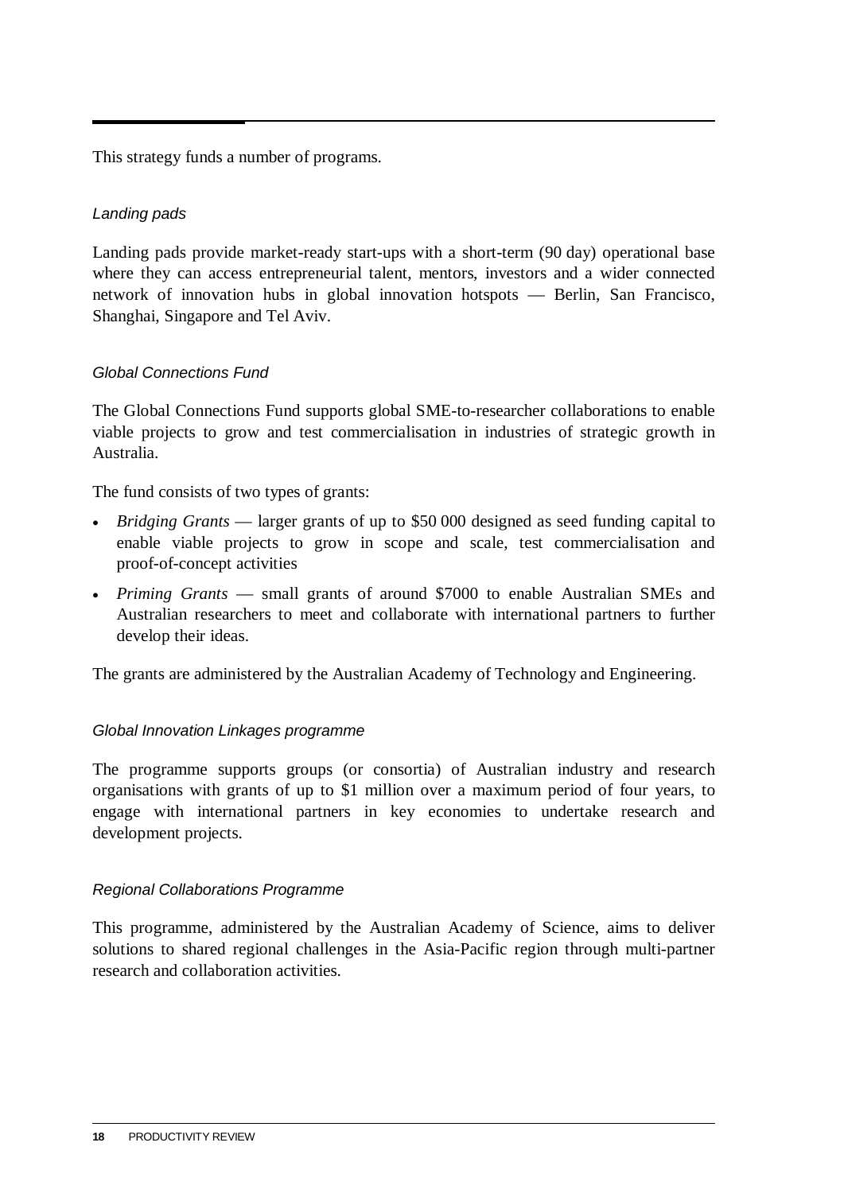This strategy funds a number of programs.

### *Landing pads*

Landing pads provide market-ready start-ups with a short-term (90 day) operational base where they can access entrepreneurial talent, mentors, investors and a wider connected network of innovation hubs in global innovation hotspots — Berlin, San Francisco, Shanghai, Singapore and Tel Aviv.

### *Global Connections Fund*

The Global Connections Fund supports global SME-to-researcher collaborations to enable viable projects to grow and test commercialisation in industries of strategic growth in Australia.

The fund consists of two types of grants:

- *Bridging Grants* — larger grants of up to \$50 000 designed as seed funding capital to enable viable projects to grow in scope and scale, test commercialisation and proof-of-concept activities
- *Priming Grants* — small grants of around \$7000 to enable Australian SMEs and Australian researchers to meet and collaborate with international partners to further develop their ideas.

The grants are administered by the Australian Academy of Technology and Engineering.

### *Global Innovation Linkages programme*

The programme supports groups (or consortia) of Australian industry and research organisations with grants of up to \$1 million over a maximum period of four years, to engage with international partners in key economies to undertake research and development projects.

### *Regional Collaborations Programme*

This programme, administered by the Australian Academy of Science, aims to deliver solutions to shared regional challenges in the Asia-Pacific region through multi-partner research and collaboration activities.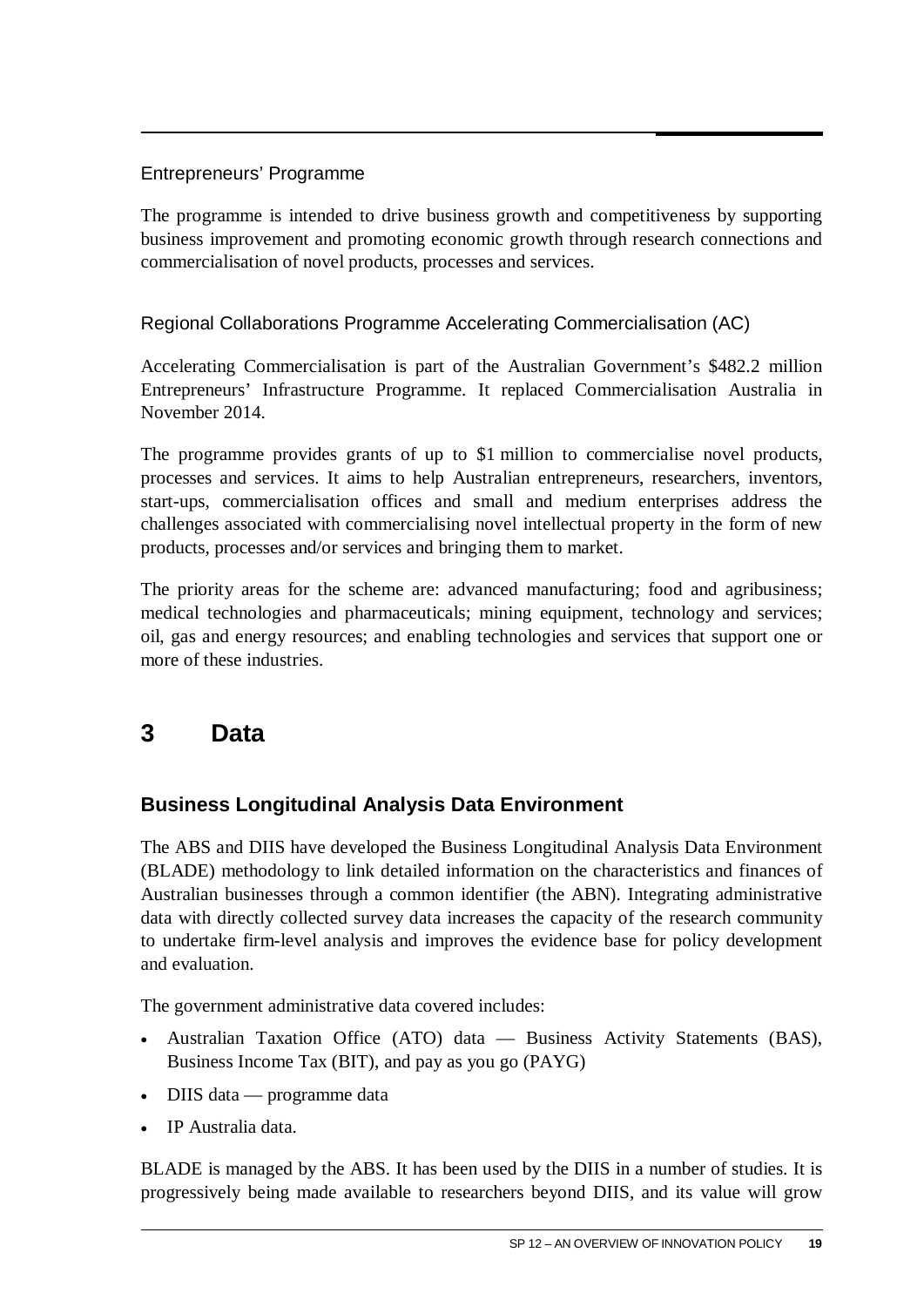Entrepreneurs' Programme

The programme is intended to drive business growth and competitiveness by supporting business improvement and promoting economic growth through research connections and commercialisation of novel products, processes and services.

Regional Collaborations Programme Accelerating Commercialisation (AC)

Accelerating Commercialisation is part of the Australian Government's $482.2 million Entrepreneurs' Infrastructure Programme. It replaced Commercialisation Australia in November 2014.

The programme provides grants of up to $1 million to commercialise novel products, processes and services. It aims to help Australian entrepreneurs, researchers, inventors, start-ups, commercialisation offices and small and medium enterprises address the challenges associated with commercialising novel intellectual property in the form of new products, processes and/or services and bringing them to market.

The priority areas for the scheme are: advanced manufacturing; food and agribusiness; medical technologies and pharmaceuticals; mining equipment, technology and services; oil, gas and energy resources; and enabling technologies and services that support one or more of these industries.

# 3 Data

## Business Longitudinal Analysis Data Environment

The ABS and DIIS have developed the Business Longitudinal Analysis Data Environment (BLADE) methodology to link detailed information on the characteristics and finances of Australian businesses through a common identifier (the ABN). Integrating administrative data with directly collected survey data increases the capacity of the research community to undertake firm-level analysis and improves the evidence base for policy development and evaluation.

The government administrative data covered includes:

- Australian Taxation Office (ATO) data — Business Activity Statements (BAS), Business Income Tax (BIT), and pay as you go (PAYG)
- DIIS data — programme data
- IP Australia data.

BLADE is managed by the ABS. It has been used by the DIIS in a number of studies. It is progressively being made available to researchers beyond DIIS, and its value will grow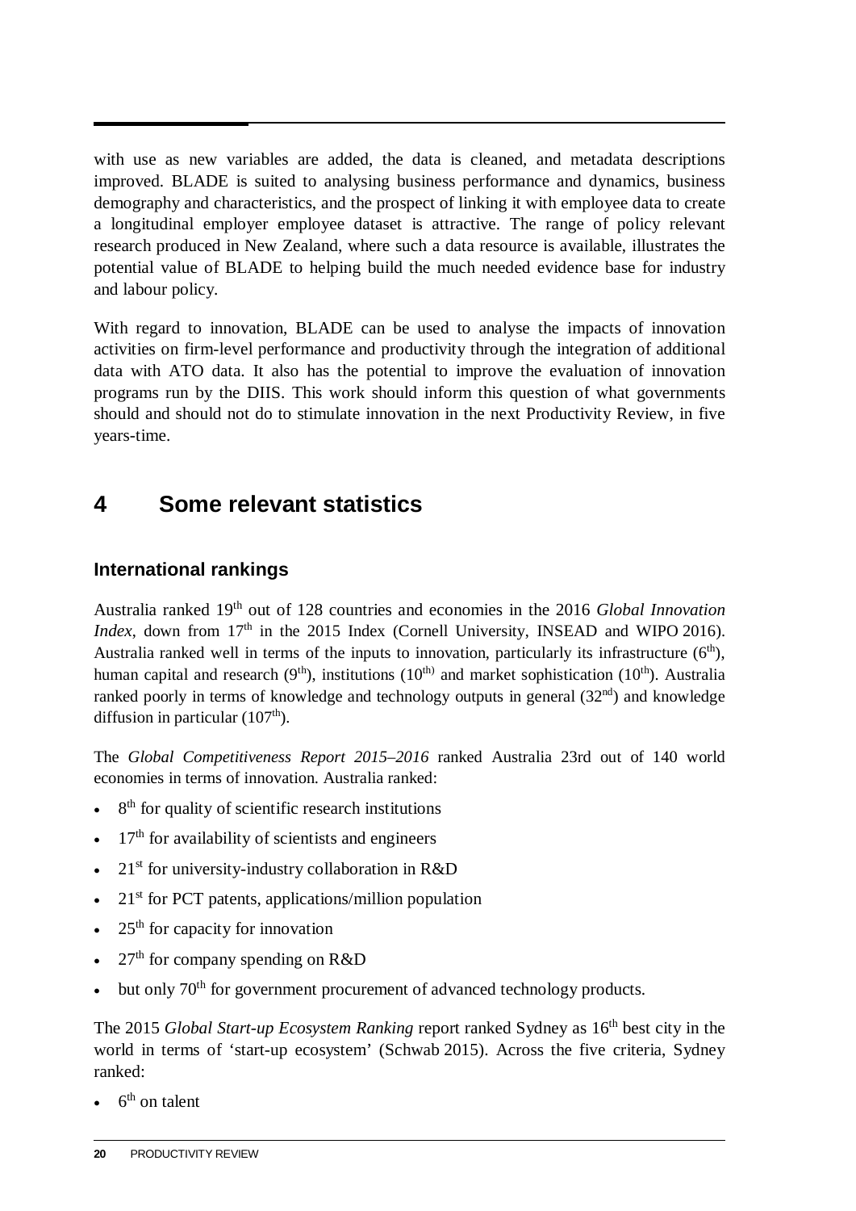with use as new variables are added, the data is cleaned, and metadata descriptions improved. BLADE is suited to analysing business performance and dynamics, business demography and characteristics, and the prospect of linking it with employee data to create a longitudinal employer employee dataset is attractive. The range of policy relevant research produced in New Zealand, where such a data resource is available, illustrates the potential value of BLADE to helping build the much needed evidence base for industry and labour policy.

With regard to innovation, BLADE can be used to analyse the impacts of innovation activities on firm-level performance and productivity through the integration of additional data with ATO data. It also has the potential to improve the evaluation of innovation programs run by the DIIS. This work should inform this question of what governments should and should not do to stimulate innovation in the next Productivity Review, in five years-time.

# 4 Some relevant statistics

## International rankings

Australia ranked 19th out of 128 countries and economies in the 2016 *Global Innovation Index*, down from 17th in the 2015 Index (Cornell University, INSEAD and WIPO 2016). Australia ranked well in terms of the inputs to innovation, particularly its infrastructure (6th), human capital and research (9th), institutions (10th) and market sophistication (10th). Australia ranked poorly in terms of knowledge and technology outputs in general (32nd) and knowledge diffusion in particular (107th).

The *Global Competitiveness Report 2015–2016* ranked Australia 23rd out of 140 world economies in terms of innovation. Australia ranked:

- 8th for quality of scientific research institutions
- 17th for availability of scientists and engineers
- 21st for university-industry collaboration in R&D
- 21st for PCT patents, applications/million population
- 25th for capacity for innovation
- 27th for company spending on R&D
- but only 70th for government procurement of advanced technology products.

The 2015 *Global Start-up Ecosystem Ranking* report ranked Sydney as 16th best city in the world in terms of 'start-up ecosystem' (Schwab 2015). Across the five criteria, Sydney ranked:

- 6th on talent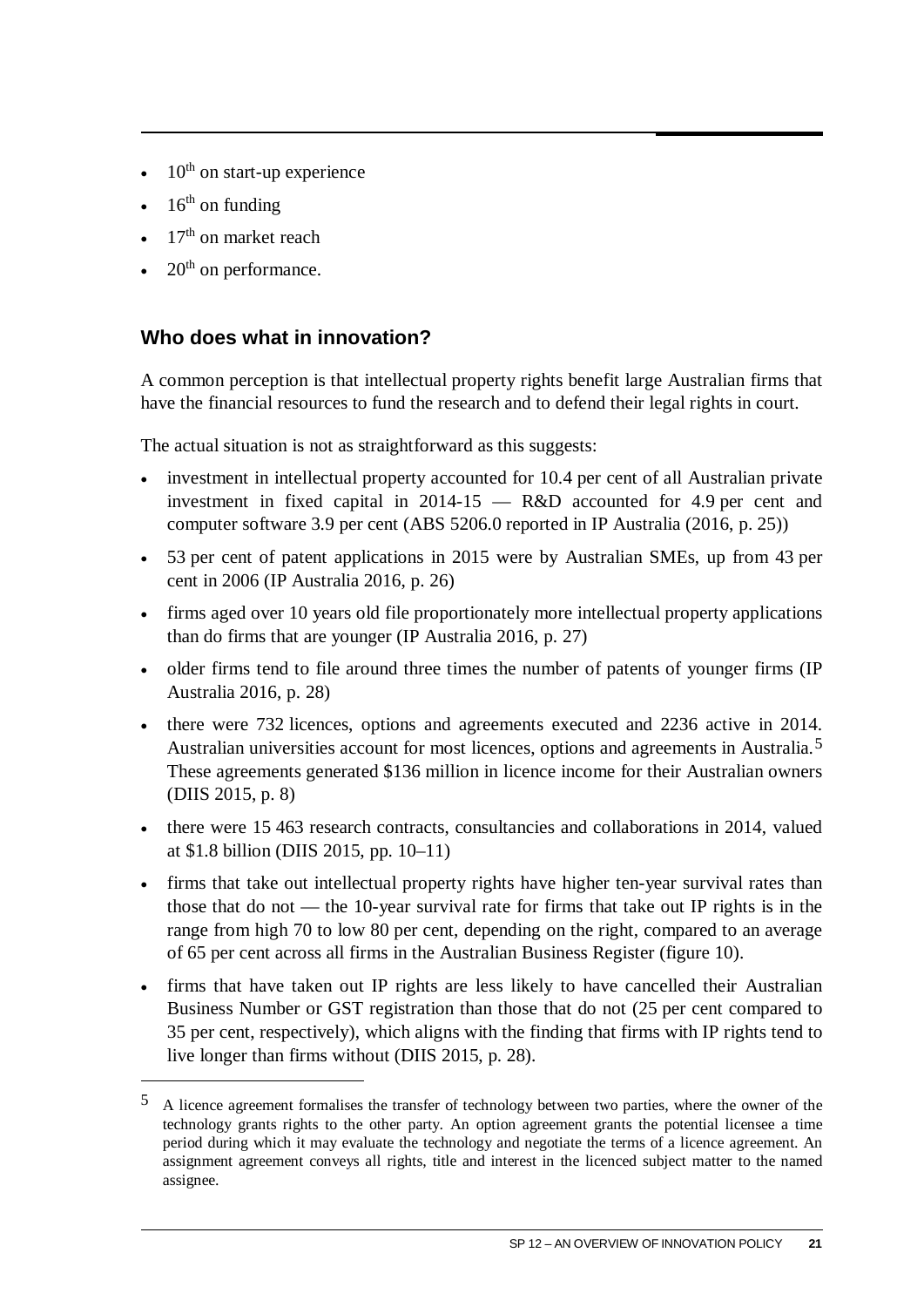- 10th on start-up experience
- 16th on funding
- 17th on market reach
- 20th on performance.

## Who does what in innovation?

A common perception is that intellectual property rights benefit large Australian firms that have the financial resources to fund the research and to defend their legal rights in court.

The actual situation is not as straightforward as this suggests:

- investment in intellectual property accounted for 10.4 per cent of all Australian private investment in fixed capital in 2014-15 — R&D accounted for 4.9 per cent and computer software 3.9 per cent (ABS 5206.0 reported in IP Australia (2016, p. 25))
- 53 per cent of patent applications in 2015 were by Australian SMEs, up from 43 per cent in 2006 (IP Australia 2016, p. 26)
- firms aged over 10 years old file proportionately more intellectual property applications than do firms that are younger (IP Australia 2016, p. 27)
- older firms tend to file around three times the number of patents of younger firms (IP Australia 2016, p. 28)
- there were 732 licences, options and agreements executed and 2236 active in 2014. Australian universities account for most licences, options and agreements in Australia.[5] These agreements generated $136 million in licence income for their Australian owners (DIIS 2015, p. 8)
- there were 15 463 research contracts, consultancies and collaborations in 2014, valued at $1.8 billion (DIIS 2015, pp. 10–11)
- firms that take out intellectual property rights have higher ten-year survival rates than those that do not — the 10-year survival rate for firms that take out IP rights is in the range from high 70 to low 80 per cent, depending on the right, compared to an average of 65 per cent across all firms in the Australian Business Register (figure 10).
- firms that have taken out IP rights are less likely to have cancelled their Australian Business Number or GST registration than those that do not (25 per cent compared to 35 per cent, respectively), which aligns with the finding that firms with IP rights tend to live longer than firms without (DIIS 2015, p. 28).

[5] A licence agreement formalises the transfer of technology between two parties, where the owner of the technology grants rights to the other party. An option agreement grants the potential licensee a time period during which it may evaluate the technology and negotiate the terms of a licence agreement. An assignment agreement conveys all rights, title and interest in the licenced subject matter to the named assignee.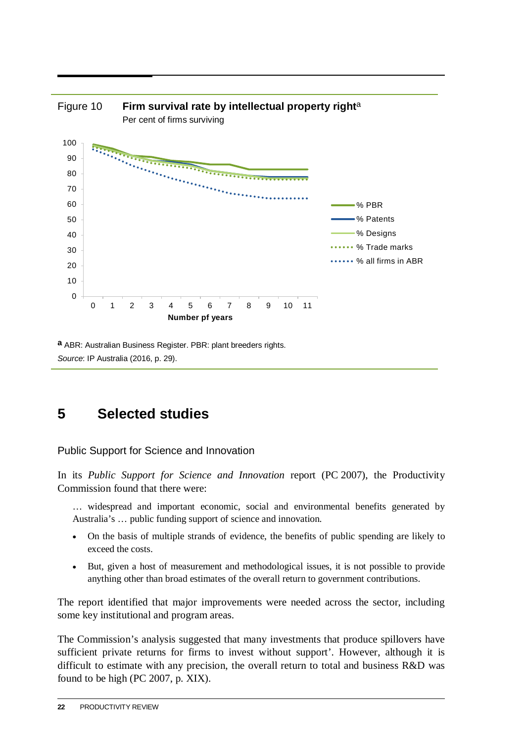Figure 10 **Firm survival rate by intellectual property right**[a]

Per cent of firms surviving

[a] ABR: Australian Business Register. PBR: plant breeders rights.

*Source*: IP Australia (2016, p. 29).

# 5 Selected studies

## Public Support for Science and Innovation

In its *Public Support for Science and Innovation* report (PC 2007), the Productivity Commission found that there were:

> … widespread and important economic, social and environmental benefits generated by Australia's … public funding support of science and innovation.
>
> - On the basis of multiple strands of evidence, the benefits of public spending are likely to exceed the costs.
> - But, given a host of measurement and methodological issues, it is not possible to provide anything other than broad estimates of the overall return to government contributions.

The report identified that major improvements were needed across the sector, including some key institutional and program areas.

The Commission's analysis suggested that many investments that produce spillovers have sufficient private returns for firms to invest without support'. However, although it is difficult to estimate with any precision, the overall return to total and business R&D was found to be high (PC 2007, p. XIX).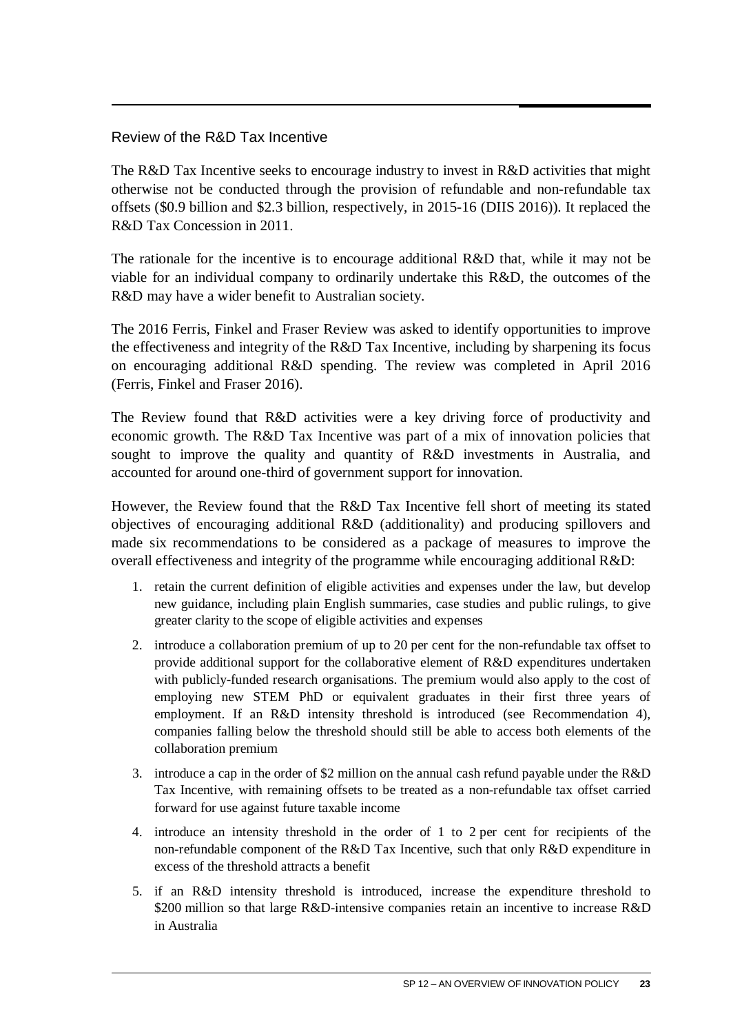## Review of the R&D Tax Incentive

The R&D Tax Incentive seeks to encourage industry to invest in R&D activities that might otherwise not be conducted through the provision of refundable and non-refundable tax offsets ($0.9 billion and $2.3 billion, respectively, in 2015-16 (DIIS 2016)). It replaced the R&D Tax Concession in 2011.

The rationale for the incentive is to encourage additional R&D that, while it may not be viable for an individual company to ordinarily undertake this R&D, the outcomes of the R&D may have a wider benefit to Australian society.

The 2016 Ferris, Finkel and Fraser Review was asked to identify opportunities to improve the effectiveness and integrity of the R&D Tax Incentive, including by sharpening its focus on encouraging additional R&D spending. The review was completed in April 2016 (Ferris, Finkel and Fraser 2016).

The Review found that R&D activities were a key driving force of productivity and economic growth. The R&D Tax Incentive was part of a mix of innovation policies that sought to improve the quality and quantity of R&D investments in Australia, and accounted for around one-third of government support for innovation.

However, the Review found that the R&D Tax Incentive fell short of meeting its stated objectives of encouraging additional R&D (additionality) and producing spillovers and made six recommendations to be considered as a package of measures to improve the overall effectiveness and integrity of the programme while encouraging additional R&D:

1. retain the current definition of eligible activities and expenses under the law, but develop new guidance, including plain English summaries, case studies and public rulings, to give greater clarity to the scope of eligible activities and expenses
2. introduce a collaboration premium of up to 20 per cent for the non-refundable tax offset to provide additional support for the collaborative element of R&D expenditures undertaken with publicly-funded research organisations. The premium would also apply to the cost of employing new STEM PhD or equivalent graduates in their first three years of employment. If an R&D intensity threshold is introduced (see Recommendation 4), companies falling below the threshold should still be able to access both elements of the collaboration premium
3. introduce a cap in the order of $2 million on the annual cash refund payable under the R&D Tax Incentive, with remaining offsets to be treated as a non-refundable tax offset carried forward for use against future taxable income
4. introduce an intensity threshold in the order of 1 to 2 per cent for recipients of the non-refundable component of the R&D Tax Incentive, such that only R&D expenditure in excess of the threshold attracts a benefit
5. if an R&D intensity threshold is introduced, increase the expenditure threshold to $200 million so that large R&D-intensive companies retain an incentive to increase R&D in Australia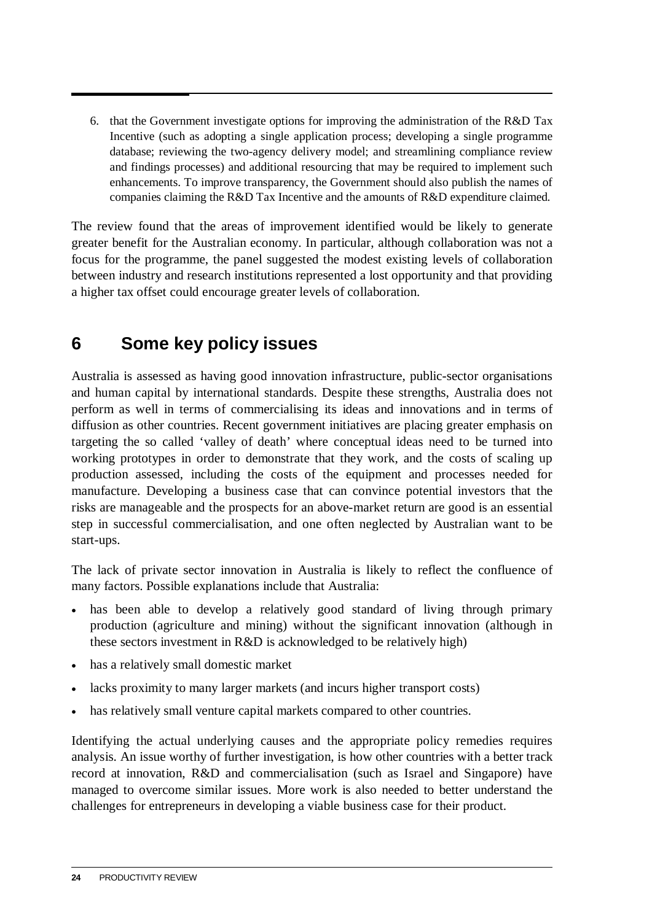6. that the Government investigate options for improving the administration of the R&D Tax Incentive (such as adopting a single application process; developing a single programme database; reviewing the two-agency delivery model; and streamlining compliance review and findings processes) and additional resourcing that may be required to implement such enhancements. To improve transparency, the Government should also publish the names of companies claiming the R&D Tax Incentive and the amounts of R&D expenditure claimed.

The review found that the areas of improvement identified would be likely to generate greater benefit for the Australian economy. In particular, although collaboration was not a focus for the programme, the panel suggested the modest existing levels of collaboration between industry and research institutions represented a lost opportunity and that providing a higher tax offset could encourage greater levels of collaboration.

## 6 Some key policy issues

Australia is assessed as having good innovation infrastructure, public-sector organisations and human capital by international standards. Despite these strengths, Australia does not perform as well in terms of commercialising its ideas and innovations and in terms of diffusion as other countries. Recent government initiatives are placing greater emphasis on targeting the so called 'valley of death' where conceptual ideas need to be turned into working prototypes in order to demonstrate that they work, and the costs of scaling up production assessed, including the costs of the equipment and processes needed for manufacture. Developing a business case that can convince potential investors that the risks are manageable and the prospects for an above-market return are good is an essential step in successful commercialisation, and one often neglected by Australian want to be start-ups.

The lack of private sector innovation in Australia is likely to reflect the confluence of many factors. Possible explanations include that Australia:

- has been able to develop a relatively good standard of living through primary production (agriculture and mining) without the significant innovation (although in these sectors investment in R&D is acknowledged to be relatively high)
- has a relatively small domestic market
- lacks proximity to many larger markets (and incurs higher transport costs)
- has relatively small venture capital markets compared to other countries.

Identifying the actual underlying causes and the appropriate policy remedies requires analysis. An issue worthy of further investigation, is how other countries with a better track record at innovation, R&D and commercialisation (such as Israel and Singapore) have managed to overcome similar issues. More work is also needed to better understand the challenges for entrepreneurs in developing a viable business case for their product.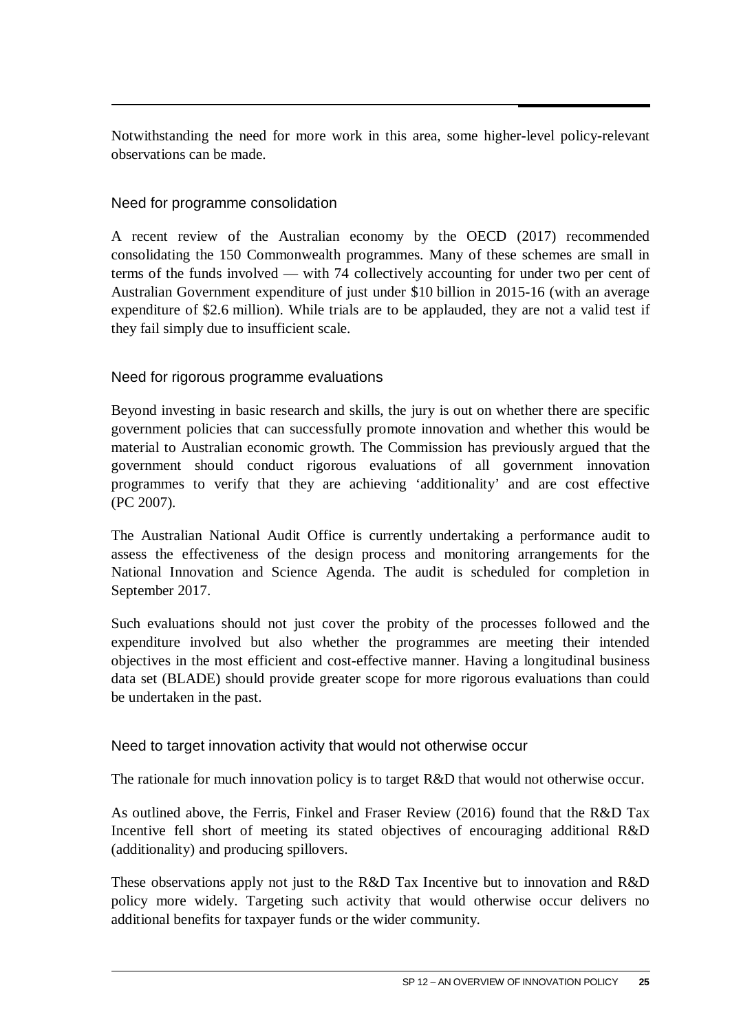Notwithstanding the need for more work in this area, some higher-level policy-relevant observations can be made.

### Need for programme consolidation

A recent review of the Australian economy by the OECD (2017) recommended consolidating the 150 Commonwealth programmes. Many of these schemes are small in terms of the funds involved — with 74 collectively accounting for under two per cent of Australian Government expenditure of just under $10 billion in 2015-16 (with an average expenditure of $2.6 million). While trials are to be applauded, they are not a valid test if they fail simply due to insufficient scale.

### Need for rigorous programme evaluations

Beyond investing in basic research and skills, the jury is out on whether there are specific government policies that can successfully promote innovation and whether this would be material to Australian economic growth. The Commission has previously argued that the government should conduct rigorous evaluations of all government innovation programmes to verify that they are achieving 'additionality' and are cost effective (PC 2007).

The Australian National Audit Office is currently undertaking a performance audit to assess the effectiveness of the design process and monitoring arrangements for the National Innovation and Science Agenda. The audit is scheduled for completion in September 2017.

Such evaluations should not just cover the probity of the processes followed and the expenditure involved but also whether the programmes are meeting their intended objectives in the most efficient and cost-effective manner. Having a longitudinal business data set (BLADE) should provide greater scope for more rigorous evaluations than could be undertaken in the past.

### Need to target innovation activity that would not otherwise occur

The rationale for much innovation policy is to target R&D that would not otherwise occur.

As outlined above, the Ferris, Finkel and Fraser Review (2016) found that the R&D Tax Incentive fell short of meeting its stated objectives of encouraging additional R&D (additionality) and producing spillovers.

These observations apply not just to the R&D Tax Incentive but to innovation and R&D policy more widely. Targeting such activity that would otherwise occur delivers no additional benefits for taxpayer funds or the wider community.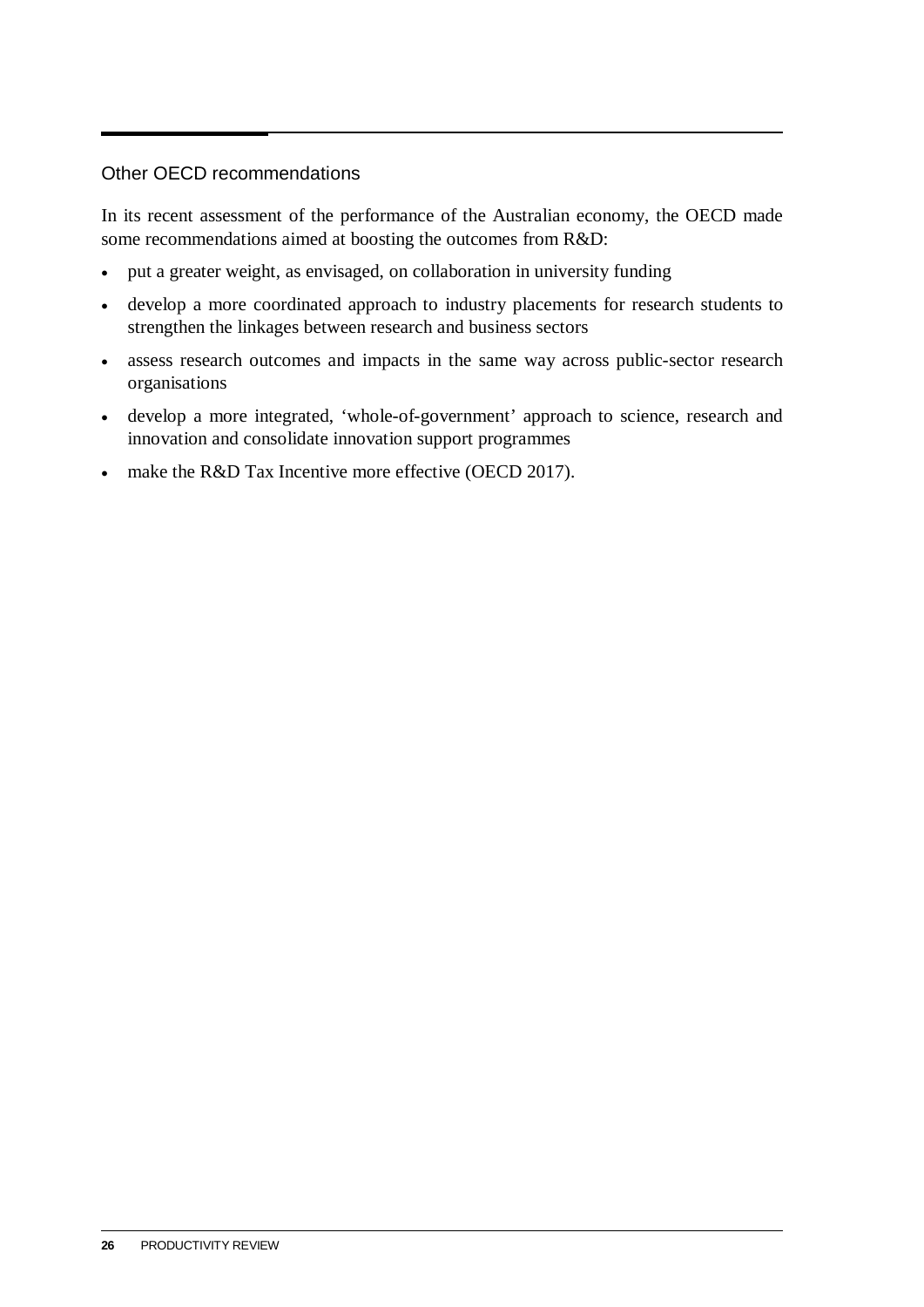### Other OECD recommendations

In its recent assessment of the performance of the Australian economy, the OECD made some recommendations aimed at boosting the outcomes from R&D:

- put a greater weight, as envisaged, on collaboration in university funding
- develop a more coordinated approach to industry placements for research students to strengthen the linkages between research and business sectors
- assess research outcomes and impacts in the same way across public-sector research organisations
- develop a more integrated, 'whole-of-government' approach to science, research and innovation and consolidate innovation support programmes
- make the R&D Tax Incentive more effective (OECD 2017).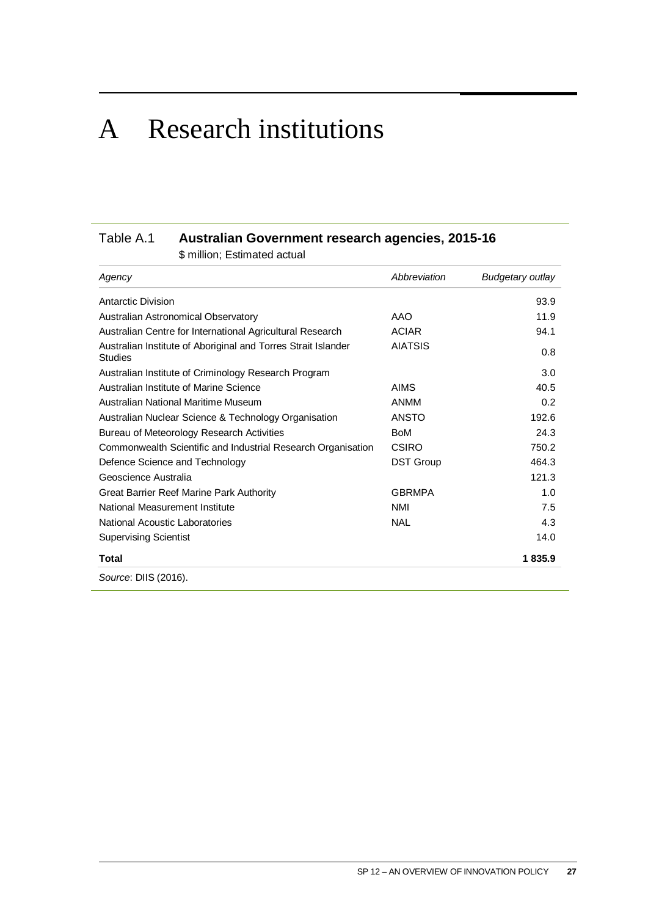# A Research institutions

Table A.1 **Australian Government research agencies, 2015-16**

$ million; Estimated actual

| *Agency* | *Abbreviation* | *Budgetary outlay* |
|---|---|---|
| Antarctic Division | | 93.9 |
| Australian Astronomical Observatory | AAO | 11.9 |
| Australian Centre for International Agricultural Research | ACIAR | 94.1 |
| Australian Institute of Aboriginal and Torres Strait Islander Studies | AIATSIS | 0.8 |
| Australian Institute of Criminology Research Program | | 3.0 |
| Australian Institute of Marine Science | AIMS | 40.5 |
| Australian National Maritime Museum | ANMM | 0.2 |
| Australian Nuclear Science & Technology Organisation | ANSTO | 192.6 |
| Bureau of Meteorology Research Activities | BoM | 24.3 |
| Commonwealth Scientific and Industrial Research Organisation | CSIRO | 750.2 |
| Defence Science and Technology | DST Group | 464.3 |
| Geoscience Australia | | 121.3 |
| Great Barrier Reef Marine Park Authority | GBRMPA | 1.0 |
| National Measurement Institute | NMI | 7.5 |
| National Acoustic Laboratories | NAL | 4.3 |
| Supervising Scientist | | 14.0 |
| **Total** | | **1 835.9** |

*Source*: DIIS (2016).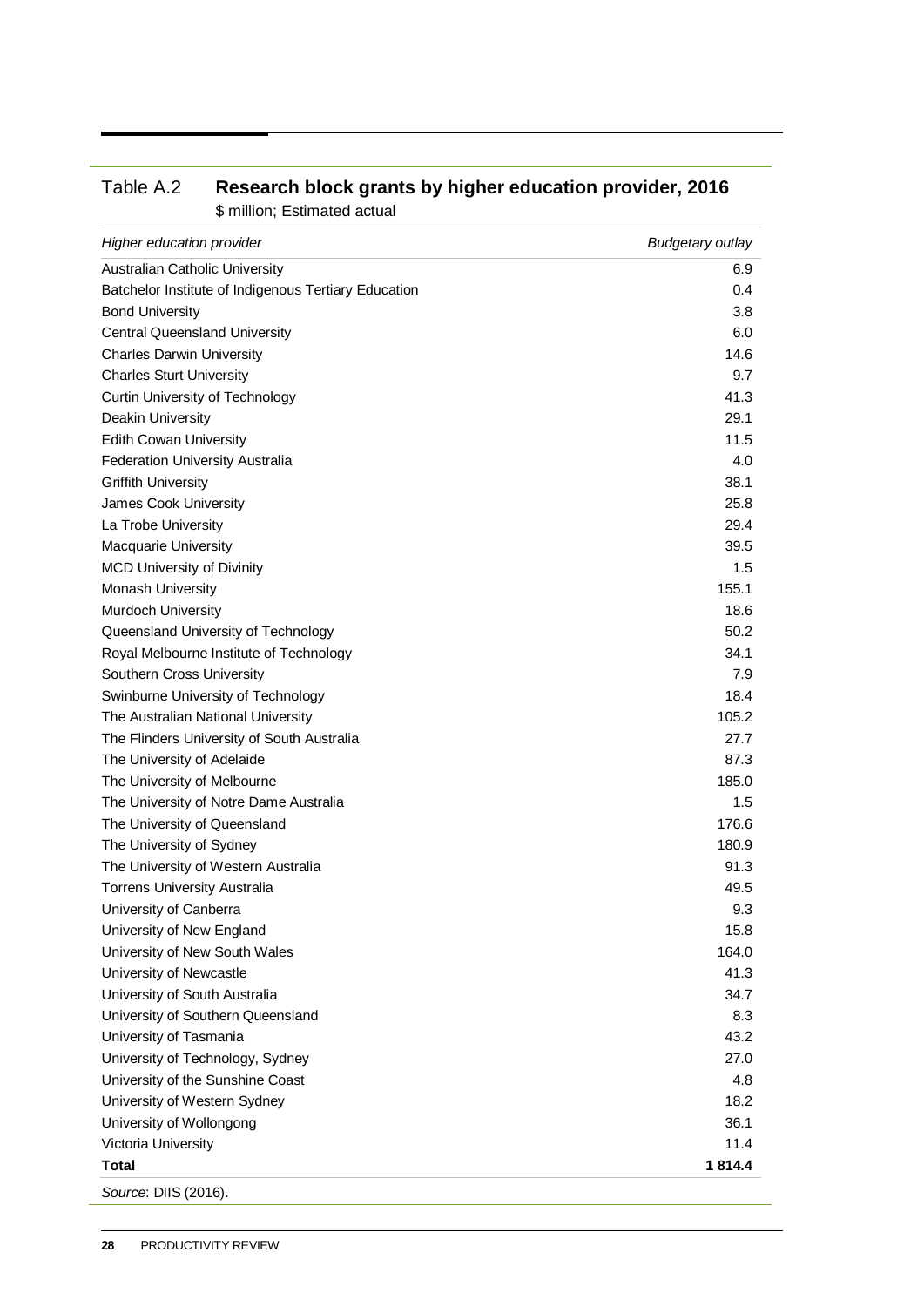Table A.2 **Research block grants by higher education provider, 2016**

$ million; Estimated actual

| *Higher education provider* | *Budgetary outlay* |
| --- | --- |
| Australian Catholic University | 6.9 |
| Batchelor Institute of Indigenous Tertiary Education | 0.4 |
| Bond University | 3.8 |
| Central Queensland University | 6.0 |
| Charles Darwin University | 14.6 |
| Charles Sturt University | 9.7 |
| Curtin University of Technology | 41.3 |
| Deakin University | 29.1 |
| Edith Cowan University | 11.5 |
| Federation University Australia | 4.0 |
| Griffith University | 38.1 |
| James Cook University | 25.8 |
| La Trobe University | 29.4 |
| Macquarie University | 39.5 |
| MCD University of Divinity | 1.5 |
| Monash University | 155.1 |
| Murdoch University | 18.6 |
| Queensland University of Technology | 50.2 |
| Royal Melbourne Institute of Technology | 34.1 |
| Southern Cross University | 7.9 |
| Swinburne University of Technology | 18.4 |
| The Australian National University | 105.2 |
| The Flinders University of South Australia | 27.7 |
| The University of Adelaide | 87.3 |
| The University of Melbourne | 185.0 |
| The University of Notre Dame Australia | 1.5 |
| The University of Queensland | 176.6 |
| The University of Sydney | 180.9 |
| The University of Western Australia | 91.3 |
| Torrens University Australia | 49.5 |
| University of Canberra | 9.3 |
| University of New England | 15.8 |
| University of New South Wales | 164.0 |
| University of Newcastle | 41.3 |
| University of South Australia | 34.7 |
| University of Southern Queensland | 8.3 |
| University of Tasmania | 43.2 |
| University of Technology, Sydney | 27.0 |
| University of the Sunshine Coast | 4.8 |
| University of Western Sydney | 18.2 |
| University of Wollongong | 36.1 |
| Victoria University | 11.4 |
| **Total** | **1 814.4** |

*Source*: DIIS (2016).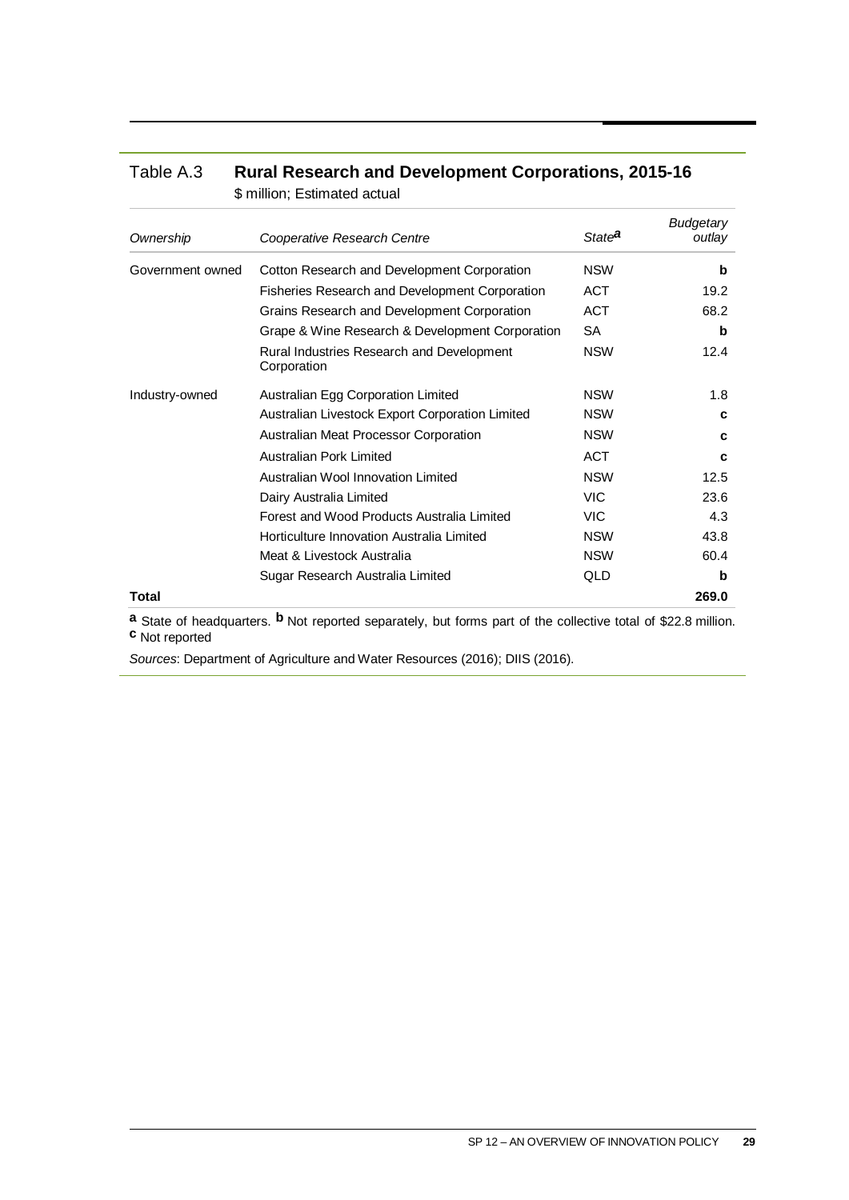### Table A.3 **Rural Research and Development Corporations, 2015-16**

$ million; Estimated actual

| *Ownership* | *Cooperative Research Centre* | *State*[a] | *Budgetary outlay* |
|---|---|---|---|
| Government owned | Cotton Research and Development Corporation | NSW | **b** |
| | Fisheries Research and Development Corporation | ACT | 19.2 |
| | Grains Research and Development Corporation | ACT | 68.2 |
| | Grape & Wine Research & Development Corporation | SA | **b** |
| | Rural Industries Research and Development Corporation | NSW | 12.4 |
| Industry-owned | Australian Egg Corporation Limited | NSW | 1.8 |
| | Australian Livestock Export Corporation Limited | NSW | **c** |
| | Australian Meat Processor Corporation | NSW | **c** |
| | Australian Pork Limited | ACT | **c** |
| | Australian Wool Innovation Limited | NSW | 12.5 |
| | Dairy Australia Limited | VIC | 23.6 |
| | Forest and Wood Products Australia Limited | VIC | 4.3 |
| | Horticulture Innovation Australia Limited | NSW | 43.8 |
| | Meat & Livestock Australia | NSW | 60.4 |
| | Sugar Research Australia Limited | QLD | **b** |
| **Total** | | | **269.0** |

**a** State of headquarters. **b** Not reported separately, but forms part of the collective total of $22.8 million. **c** Not reported

*Sources*: Department of Agriculture and Water Resources (2016); DIIS (2016).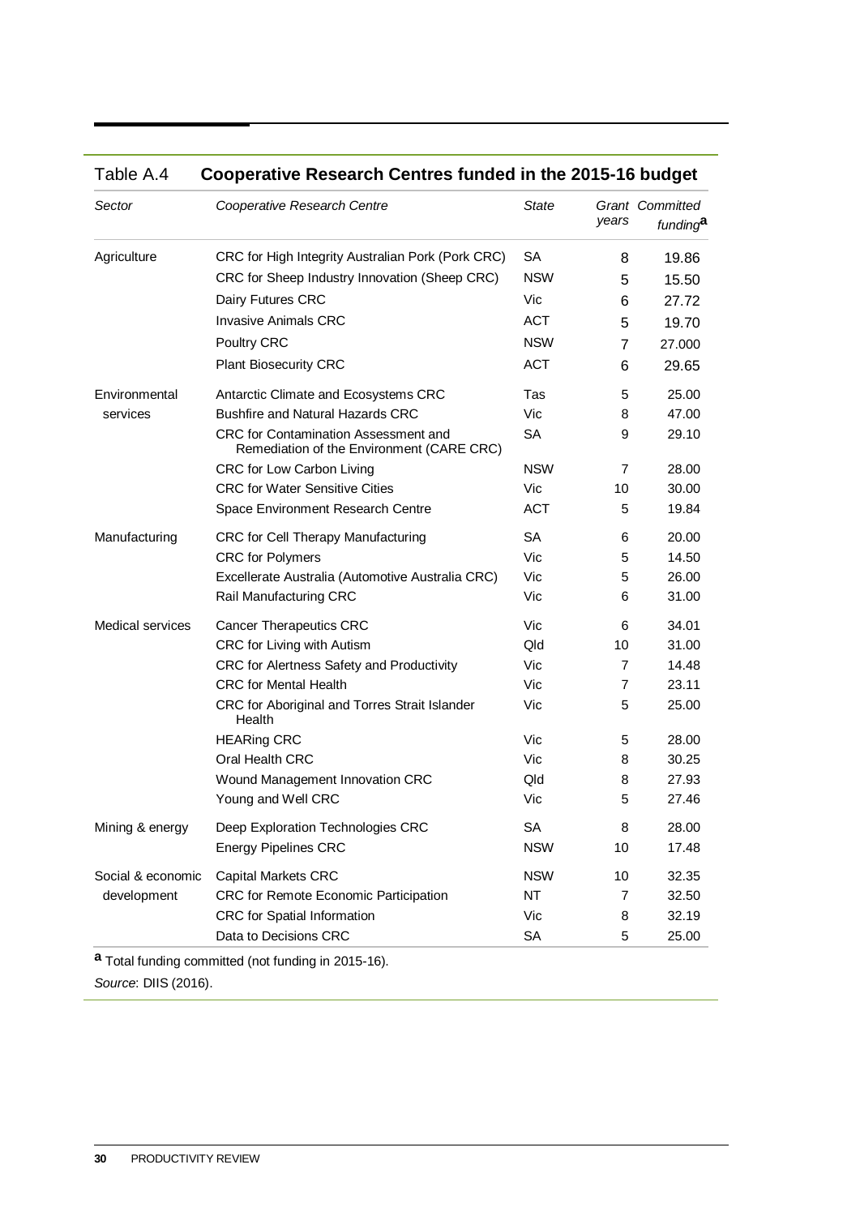## Table A.4 Cooperative Research Centres funded in the 2015-16 budget

| *Sector* | *Cooperative Research Centre* | *State* | *Grant years* | *Committed funding*[a] |
|---|---|---|---|---|
| Agriculture | CRC for High Integrity Australian Pork (Pork CRC) | SA | 8 | 19.86 |
| | CRC for Sheep Industry Innovation (Sheep CRC) | NSW | 5 | 15.50 |
| | Dairy Futures CRC | Vic | 6 | 27.72 |
| | Invasive Animals CRC | ACT | 5 | 19.70 |
| | Poultry CRC | NSW | 7 | 27.000 |
| | Plant Biosecurity CRC | ACT | 6 | 29.65 |
| Environmental services | Antarctic Climate and Ecosystems CRC | Tas | 5 | 25.00 |
| | Bushfire and Natural Hazards CRC | Vic | 8 | 47.00 |
| | CRC for Contamination Assessment and Remediation of the Environment (CARE CRC) | SA | 9 | 29.10 |
| | CRC for Low Carbon Living | NSW | 7 | 28.00 |
| | CRC for Water Sensitive Cities | Vic | 10 | 30.00 |
| | Space Environment Research Centre | ACT | 5 | 19.84 |
| Manufacturing | CRC for Cell Therapy Manufacturing | SA | 6 | 20.00 |
| | CRC for Polymers | Vic | 5 | 14.50 |
| | Excellerate Australia (Automotive Australia CRC) | Vic | 5 | 26.00 |
| | Rail Manufacturing CRC | Vic | 6 | 31.00 |
| Medical services | Cancer Therapeutics CRC | Vic | 6 | 34.01 |
| | CRC for Living with Autism | Qld | 10 | 31.00 |
| | CRC for Alertness Safety and Productivity | Vic | 7 | 14.48 |
| | CRC for Mental Health | Vic | 7 | 23.11 |
| | CRC for Aboriginal and Torres Strait Islander Health | Vic | 5 | 25.00 |
| | HEARing CRC | Vic | 5 | 28.00 |
| | Oral Health CRC | Vic | 8 | 30.25 |
| | Wound Management Innovation CRC | Qld | 8 | 27.93 |
| | Young and Well CRC | Vic | 5 | 27.46 |
| Mining & energy | Deep Exploration Technologies CRC | SA | 8 | 28.00 |
| | Energy Pipelines CRC | NSW | 10 | 17.48 |
| Social & economic development | Capital Markets CRC | NSW | 10 | 32.35 |
| | CRC for Remote Economic Participation | NT | 7 | 32.50 |
| | CRC for Spatial Information | Vic | 8 | 32.19 |
| | Data to Decisions CRC | SA | 5 | 25.00 |

[a] Total funding committed (not funding in 2015-16).

*Source*: DIIS (2016).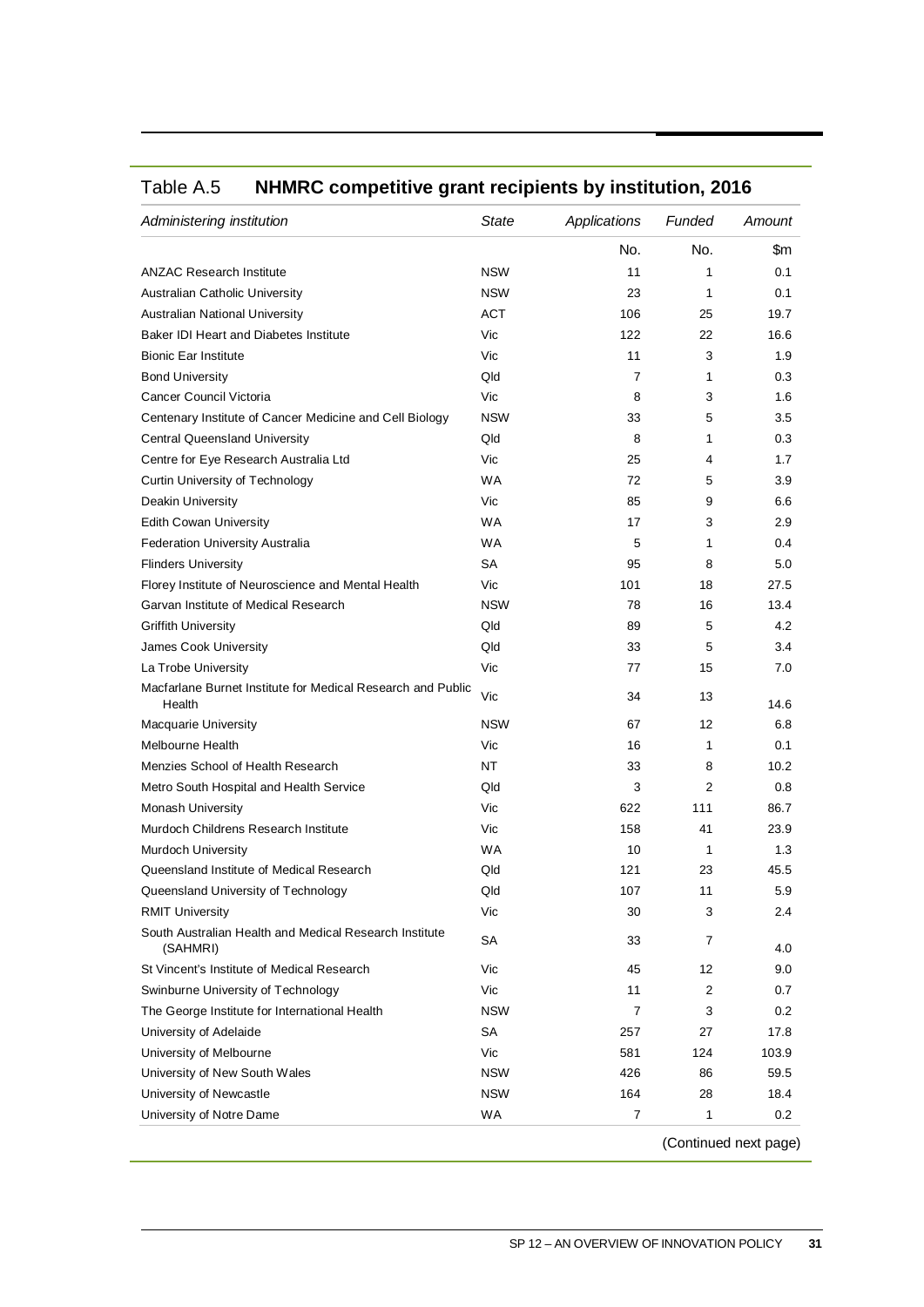Table A.5 **NHMRC competitive grant recipients by institution, 2016**

| *Administering institution* | *State* | *Applications* | *Funded* | *Amount* |
|---|---|---|---|---|
| | | No. | No. | $m |
| ANZAC Research Institute | NSW | 11 | 1 | 0.1 |
| Australian Catholic University | NSW | 23 | 1 | 0.1 |
| Australian National University | ACT | 106 | 25 | 19.7 |
| Baker IDI Heart and Diabetes Institute | Vic | 122 | 22 | 16.6 |
| Bionic Ear Institute | Vic | 11 | 3 | 1.9 |
| Bond University | Qld | 7 | 1 | 0.3 |
| Cancer Council Victoria | Vic | 8 | 3 | 1.6 |
| Centenary Institute of Cancer Medicine and Cell Biology | NSW | 33 | 5 | 3.5 |
| Central Queensland University | Qld | 8 | 1 | 0.3 |
| Centre for Eye Research Australia Ltd | Vic | 25 | 4 | 1.7 |
| Curtin University of Technology | WA | 72 | 5 | 3.9 |
| Deakin University | Vic | 85 | 9 | 6.6 |
| Edith Cowan University | WA | 17 | 3 | 2.9 |
| Federation University Australia | WA | 5 | 1 | 0.4 |
| Flinders University | SA | 95 | 8 | 5.0 |
| Florey Institute of Neuroscience and Mental Health | Vic | 101 | 18 | 27.5 |
| Garvan Institute of Medical Research | NSW | 78 | 16 | 13.4 |
| Griffith University | Qld | 89 | 5 | 4.2 |
| James Cook University | Qld | 33 | 5 | 3.4 |
| La Trobe University | Vic | 77 | 15 | 7.0 |
| Macfarlane Burnet Institute for Medical Research and Public Health | Vic | 34 | 13 | 14.6 |
| Macquarie University | NSW | 67 | 12 | 6.8 |
| Melbourne Health | Vic | 16 | 1 | 0.1 |
| Menzies School of Health Research | NT | 33 | 8 | 10.2 |
| Metro South Hospital and Health Service | Qld | 3 | 2 | 0.8 |
| Monash University | Vic | 622 | 111 | 86.7 |
| Murdoch Childrens Research Institute | Vic | 158 | 41 | 23.9 |
| Murdoch University | WA | 10 | 1 | 1.3 |
| Queensland Institute of Medical Research | Qld | 121 | 23 | 45.5 |
| Queensland University of Technology | Qld | 107 | 11 | 5.9 |
| RMIT University | Vic | 30 | 3 | 2.4 |
| South Australian Health and Medical Research Institute (SAHMRI) | SA | 33 | 7 | 4.0 |
| St Vincent's Institute of Medical Research | Vic | 45 | 12 | 9.0 |
| Swinburne University of Technology | Vic | 11 | 2 | 0.7 |
| The George Institute for International Health | NSW | 7 | 3 | 0.2 |
| University of Adelaide | SA | 257 | 27 | 17.8 |
| University of Melbourne | Vic | 581 | 124 | 103.9 |
| University of New South Wales | NSW | 426 | 86 | 59.5 |
| University of Newcastle | NSW | 164 | 28 | 18.4 |
| University of Notre Dame | WA | 7 | 1 | 0.2 |

(Continued next page)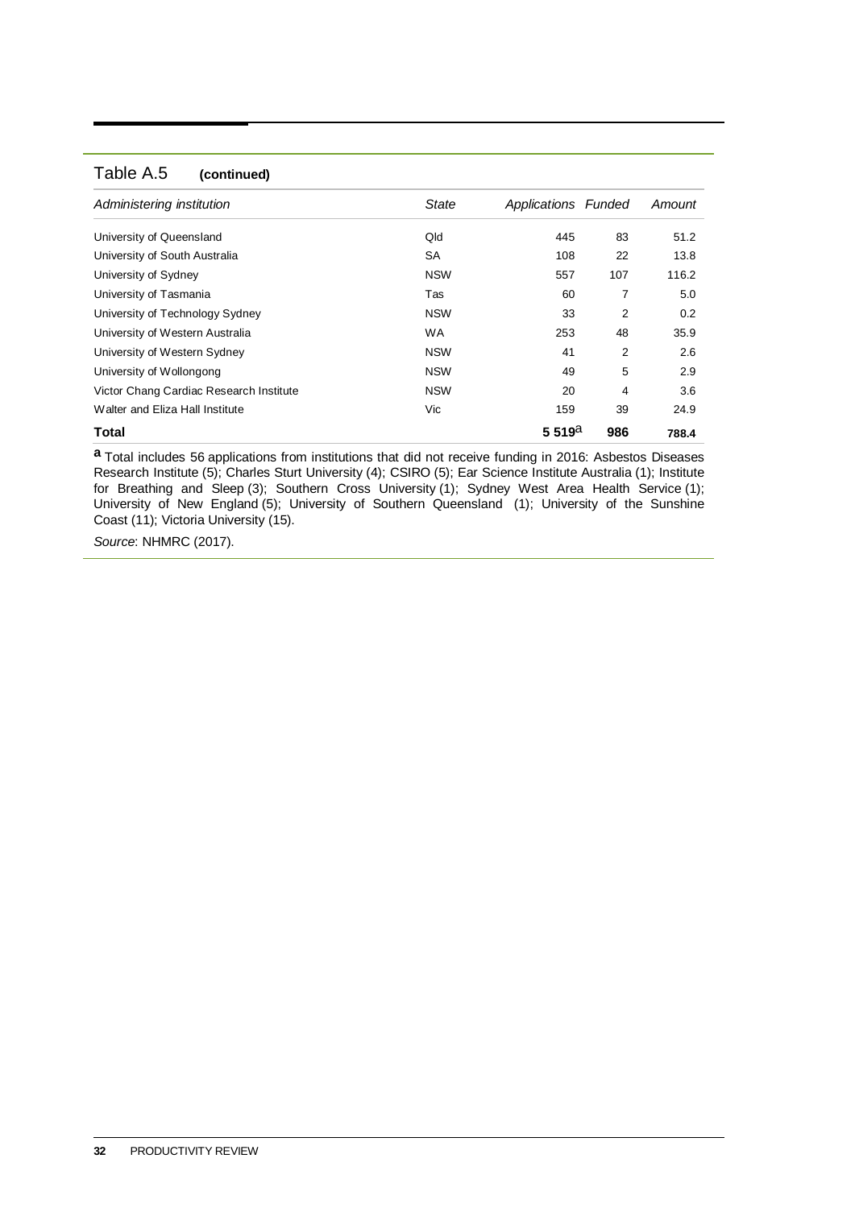Table A.5 **(continued)**

| *Administering institution* | *State* | *Applications* | *Funded* | *Amount* |
|---|---|---|---|---|
| University of Queensland | Qld | 445 | 83 | 51.2 |
| University of South Australia | SA | 108 | 22 | 13.8 |
| University of Sydney | NSW | 557 | 107 | 116.2 |
| University of Tasmania | Tas | 60 | 7 | 5.0 |
| University of Technology Sydney | NSW | 33 | 2 | 0.2 |
| University of Western Australia | WA | 253 | 48 | 35.9 |
| University of Western Sydney | NSW | 41 | 2 | 2.6 |
| University of Wollongong | NSW | 49 | 5 | 2.9 |
| Victor Chang Cardiac Research Institute | NSW | 20 | 4 | 3.6 |
| Walter and Eliza Hall Institute | Vic | 159 | 39 | 24.9 |
| **Total** | | **5 519**[a] | **986** | **788.4** |

**a** Total includes 56 applications from institutions that did not receive funding in 2016: Asbestos Diseases Research Institute (5); Charles Sturt University (4); CSIRO (5); Ear Science Institute Australia (1); Institute for Breathing and Sleep (3); Southern Cross University (1); Sydney West Area Health Service (1); University of New England (5); University of Southern Queensland (1); University of the Sunshine Coast (11); Victoria University (15).

*Source*: NHMRC (2017).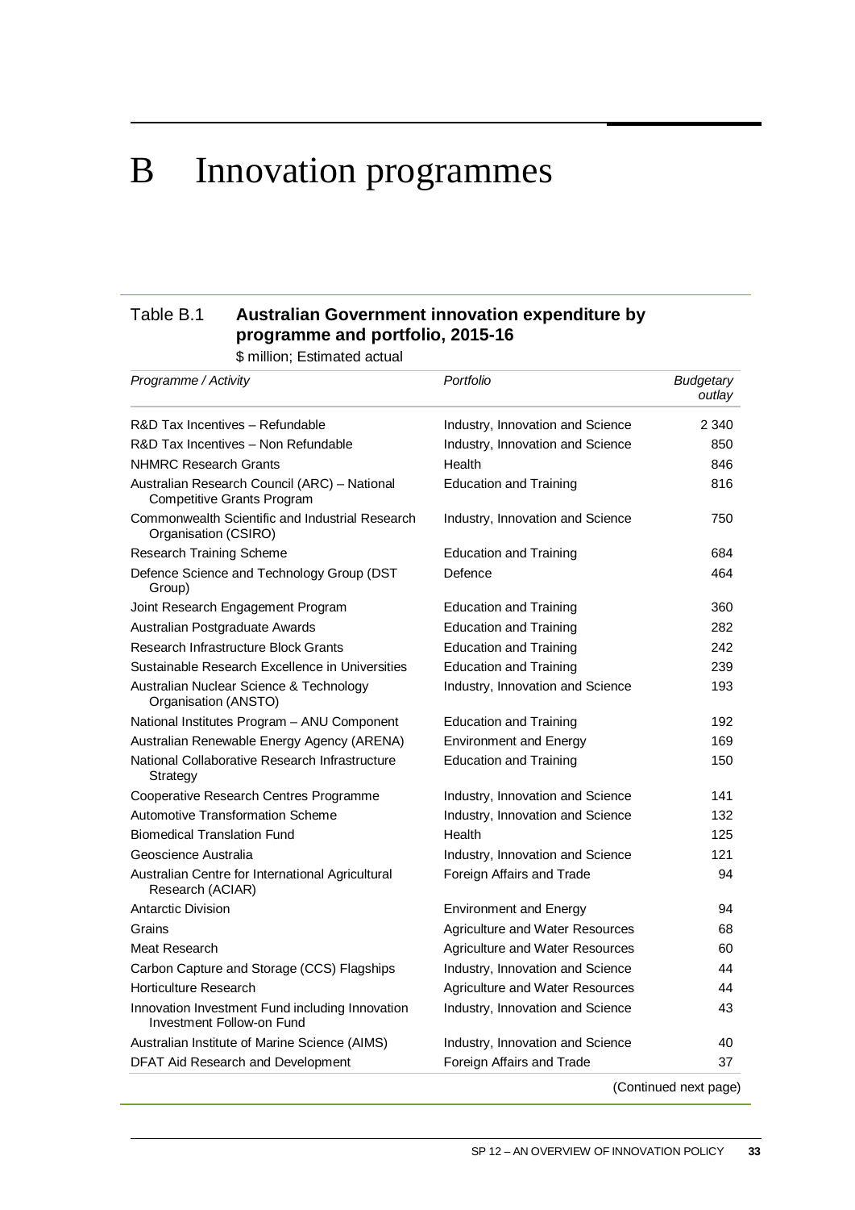# B Innovation programmes

Table B.1 **Australian Government innovation expenditure by programme and portfolio, 2015-16**

$ million; Estimated actual

| *Programme / Activity* | *Portfolio* | *Budgetary outlay* |
|---|---|---|
| R&D Tax Incentives – Refundable | Industry, Innovation and Science | 2 340 |
| R&D Tax Incentives – Non Refundable | Industry, Innovation and Science | 850 |
| NHMRC Research Grants | Health | 846 |
| Australian Research Council (ARC) – National Competitive Grants Program | Education and Training | 816 |
| Commonwealth Scientific and Industrial Research Organisation (CSIRO) | Industry, Innovation and Science | 750 |
| Research Training Scheme | Education and Training | 684 |
| Defence Science and Technology Group (DST Group) | Defence | 464 |
| Joint Research Engagement Program | Education and Training | 360 |
| Australian Postgraduate Awards | Education and Training | 282 |
| Research Infrastructure Block Grants | Education and Training | 242 |
| Sustainable Research Excellence in Universities | Education and Training | 239 |
| Australian Nuclear Science & Technology Organisation (ANSTO) | Industry, Innovation and Science | 193 |
| National Institutes Program – ANU Component | Education and Training | 192 |
| Australian Renewable Energy Agency (ARENA) | Environment and Energy | 169 |
| National Collaborative Research Infrastructure Strategy | Education and Training | 150 |
| Cooperative Research Centres Programme | Industry, Innovation and Science | 141 |
| Automotive Transformation Scheme | Industry, Innovation and Science | 132 |
| Biomedical Translation Fund | Health | 125 |
| Geoscience Australia | Industry, Innovation and Science | 121 |
| Australian Centre for International Agricultural Research (ACIAR) | Foreign Affairs and Trade | 94 |
| Antarctic Division | Environment and Energy | 94 |
| Grains | Agriculture and Water Resources | 68 |
| Meat Research | Agriculture and Water Resources | 60 |
| Carbon Capture and Storage (CCS) Flagships | Industry, Innovation and Science | 44 |
| Horticulture Research | Agriculture and Water Resources | 44 |
| Innovation Investment Fund including Innovation Investment Follow-on Fund | Industry, Innovation and Science | 43 |
| Australian Institute of Marine Science (AIMS) | Industry, Innovation and Science | 40 |
| DFAT Aid Research and Development | Foreign Affairs and Trade | 37 |

(Continued next page)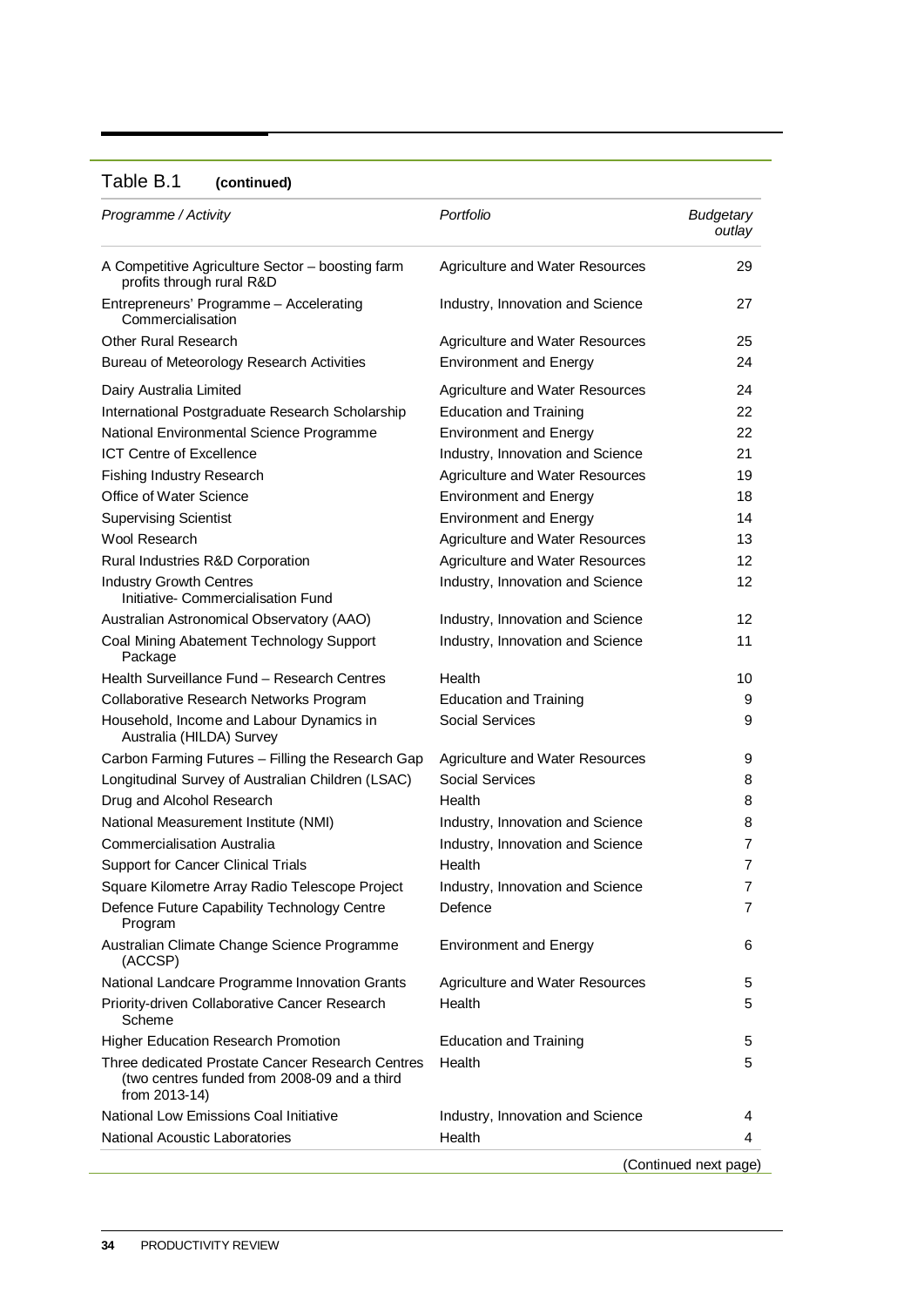Table B.1 **(continued)**

| *Programme / Activity* | *Portfolio* | *Budgetary outlay* |
|---|---|---|
| A Competitive Agriculture Sector – boosting farm profits through rural R&D | Agriculture and Water Resources | 29 |
| Entrepreneurs' Programme – Accelerating Commercialisation | Industry, Innovation and Science | 27 |
| Other Rural Research | Agriculture and Water Resources | 25 |
| Bureau of Meteorology Research Activities | Environment and Energy | 24 |
| Dairy Australia Limited | Agriculture and Water Resources | 24 |
| International Postgraduate Research Scholarship | Education and Training | 22 |
| National Environmental Science Programme | Environment and Energy | 22 |
| ICT Centre of Excellence | Industry, Innovation and Science | 21 |
| Fishing Industry Research | Agriculture and Water Resources | 19 |
| Office of Water Science | Environment and Energy | 18 |
| Supervising Scientist | Environment and Energy | 14 |
| Wool Research | Agriculture and Water Resources | 13 |
| Rural Industries R&D Corporation | Agriculture and Water Resources | 12 |
| Industry Growth Centres Initiative- Commercialisation Fund | Industry, Innovation and Science | 12 |
| Australian Astronomical Observatory (AAO) | Industry, Innovation and Science | 12 |
| Coal Mining Abatement Technology Support Package | Industry, Innovation and Science | 11 |
| Health Surveillance Fund – Research Centres | Health | 10 |
| Collaborative Research Networks Program | Education and Training | 9 |
| Household, Income and Labour Dynamics in Australia (HILDA) Survey | Social Services | 9 |
| Carbon Farming Futures – Filling the Research Gap | Agriculture and Water Resources | 9 |
| Longitudinal Survey of Australian Children (LSAC) | Social Services | 8 |
| Drug and Alcohol Research | Health | 8 |
| National Measurement Institute (NMI) | Industry, Innovation and Science | 8 |
| Commercialisation Australia | Industry, Innovation and Science | 7 |
| Support for Cancer Clinical Trials | Health | 7 |
| Square Kilometre Array Radio Telescope Project | Industry, Innovation and Science | 7 |
| Defence Future Capability Technology Centre Program | Defence | 7 |
| Australian Climate Change Science Programme (ACCSP) | Environment and Energy | 6 |
| National Landcare Programme Innovation Grants | Agriculture and Water Resources | 5 |
| Priority-driven Collaborative Cancer Research Scheme | Health | 5 |
| Higher Education Research Promotion | Education and Training | 5 |
| Three dedicated Prostate Cancer Research Centres (two centres funded from 2008-09 and a third from 2013-14) | Health | 5 |
| National Low Emissions Coal Initiative | Industry, Innovation and Science | 4 |
| National Acoustic Laboratories | Health | 4 |

(Continued next page)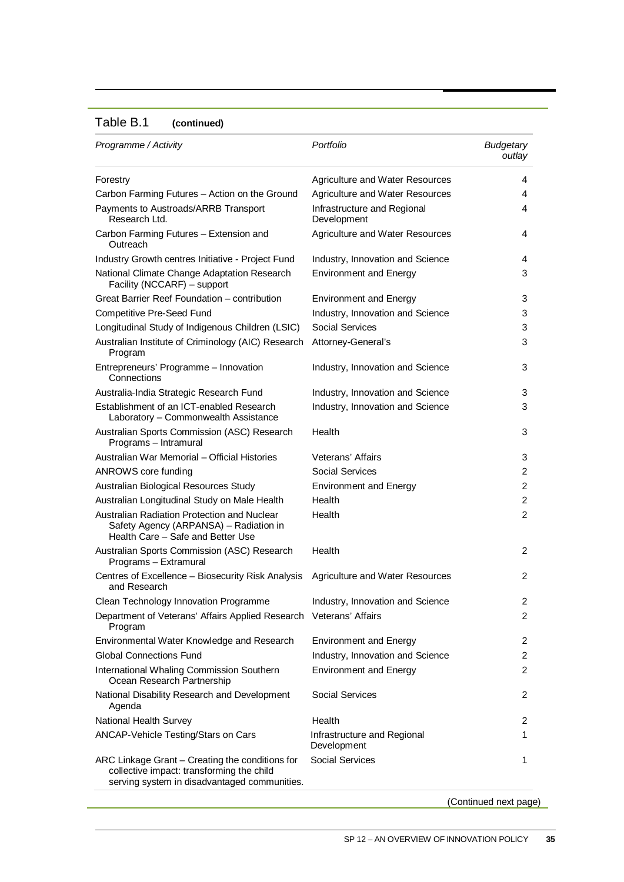Table B.1 **(continued)**

| *Programme / Activity* | *Portfolio* | *Budgetary outlay* |
|---|---|---|
| Forestry | Agriculture and Water Resources | 4 |
| Carbon Farming Futures – Action on the Ground | Agriculture and Water Resources | 4 |
| Payments to Austroads/ARRB Transport Research Ltd. | Infrastructure and Regional Development | 4 |
| Carbon Farming Futures – Extension and Outreach | Agriculture and Water Resources | 4 |
| Industry Growth centres Initiative - Project Fund | Industry, Innovation and Science | 4 |
| National Climate Change Adaptation Research Facility (NCCARF) – support | Environment and Energy | 3 |
| Great Barrier Reef Foundation – contribution | Environment and Energy | 3 |
| Competitive Pre-Seed Fund | Industry, Innovation and Science | 3 |
| Longitudinal Study of Indigenous Children (LSIC) | Social Services | 3 |
| Australian Institute of Criminology (AIC) Research Program | Attorney-General's | 3 |
| Entrepreneurs' Programme – Innovation Connections | Industry, Innovation and Science | 3 |
| Australia-India Strategic Research Fund | Industry, Innovation and Science | 3 |
| Establishment of an ICT-enabled Research Laboratory – Commonwealth Assistance | Industry, Innovation and Science | 3 |
| Australian Sports Commission (ASC) Research Programs – Intramural | Health | 3 |
| Australian War Memorial – Official Histories | Veterans' Affairs | 3 |
| ANROWS core funding | Social Services | 2 |
| Australian Biological Resources Study | Environment and Energy | 2 |
| Australian Longitudinal Study on Male Health | Health | 2 |
| Australian Radiation Protection and Nuclear Safety Agency (ARPANSA) – Radiation in Health Care – Safe and Better Use | Health | 2 |
| Australian Sports Commission (ASC) Research Programs – Extramural | Health | 2 |
| Centres of Excellence – Biosecurity Risk Analysis and Research | Agriculture and Water Resources | 2 |
| Clean Technology Innovation Programme | Industry, Innovation and Science | 2 |
| Department of Veterans' Affairs Applied Research Program | Veterans' Affairs | 2 |
| Environmental Water Knowledge and Research | Environment and Energy | 2 |
| Global Connections Fund | Industry, Innovation and Science | 2 |
| International Whaling Commission Southern Ocean Research Partnership | Environment and Energy | 2 |
| National Disability Research and Development Agenda | Social Services | 2 |
| National Health Survey | Health | 2 |
| ANCAP-Vehicle Testing/Stars on Cars | Infrastructure and Regional Development | 1 |
| ARC Linkage Grant – Creating the conditions for collective impact: transforming the child serving system in disadvantaged communities. | Social Services | 1 |

(Continued next page)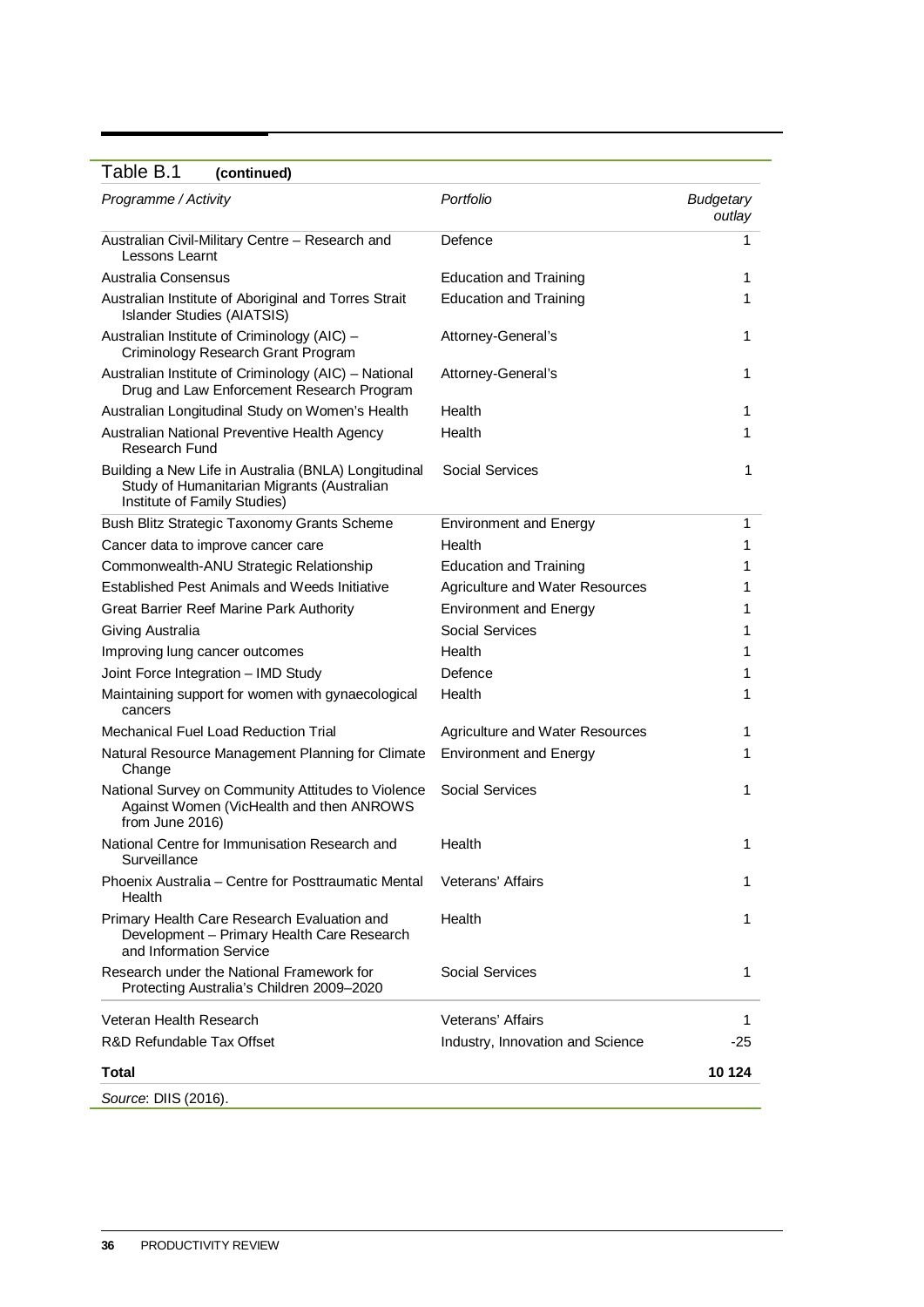Table B.1 **(continued)**

| *Programme / Activity* | *Portfolio* | *Budgetary outlay* |
|---|---|---|
| Australian Civil-Military Centre – Research and Lessons Learnt | Defence | 1 |
| Australia Consensus | Education and Training | 1 |
| Australian Institute of Aboriginal and Torres Strait Islander Studies (AIATSIS) | Education and Training | 1 |
| Australian Institute of Criminology (AIC) – Criminology Research Grant Program | Attorney-General's | 1 |
| Australian Institute of Criminology (AIC) – National Drug and Law Enforcement Research Program | Attorney-General's | 1 |
| Australian Longitudinal Study on Women's Health | Health | 1 |
| Australian National Preventive Health Agency Research Fund | Health | 1 |
| Building a New Life in Australia (BNLA) Longitudinal Study of Humanitarian Migrants (Australian Institute of Family Studies) | Social Services | 1 |
| Bush Blitz Strategic Taxonomy Grants Scheme | Environment and Energy | 1 |
| Cancer data to improve cancer care | Health | 1 |
| Commonwealth-ANU Strategic Relationship | Education and Training | 1 |
| Established Pest Animals and Weeds Initiative | Agriculture and Water Resources | 1 |
| Great Barrier Reef Marine Park Authority | Environment and Energy | 1 |
| Giving Australia | Social Services | 1 |
| Improving lung cancer outcomes | Health | 1 |
| Joint Force Integration – IMD Study | Defence | 1 |
| Maintaining support for women with gynaecological cancers | Health | 1 |
| Mechanical Fuel Load Reduction Trial | Agriculture and Water Resources | 1 |
| Natural Resource Management Planning for Climate Change | Environment and Energy | 1 |
| National Survey on Community Attitudes to Violence Against Women (VicHealth and then ANROWS from June 2016) | Social Services | 1 |
| National Centre for Immunisation Research and Surveillance | Health | 1 |
| Phoenix Australia – Centre for Posttraumatic Mental Health | Veterans' Affairs | 1 |
| Primary Health Care Research Evaluation and Development – Primary Health Care Research and Information Service | Health | 1 |
| Research under the National Framework for Protecting Australia's Children 2009–2020 | Social Services | 1 |
| Veteran Health Research | Veterans' Affairs | 1 |
| R&D Refundable Tax Offset | Industry, Innovation and Science | -25 |
| **Total** | | **10 124** |

*Source*: DIIS (2016).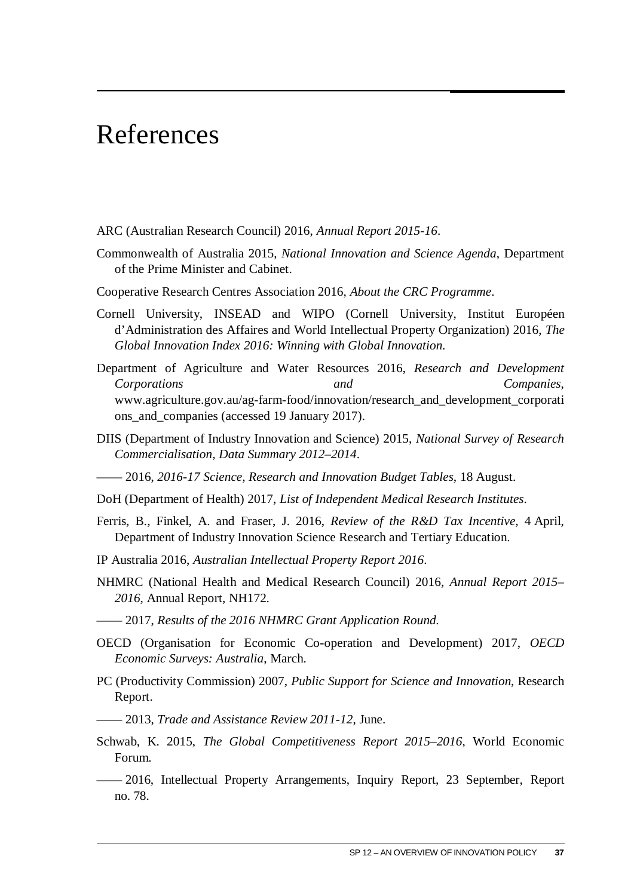# References

ARC (Australian Research Council) 2016, *Annual Report 2015-16*.

Commonwealth of Australia 2015, *National Innovation and Science Agenda*, Department of the Prime Minister and Cabinet.

Cooperative Research Centres Association 2016, *About the CRC Programme*.

Cornell University, INSEAD and WIPO (Cornell University, Institut Européen d'Administration des Affaires and World Intellectual Property Organization) 2016, *The Global Innovation Index 2016: Winning with Global Innovation.*

Department of Agriculture and Water Resources 2016, *Research and Development Corporations and Companies*, www.agriculture.gov.au/ag-farm-food/innovation/research_and_development_corporations_and_companies (accessed 19 January 2017).

DIIS (Department of Industry Innovation and Science) 2015, *National Survey of Research Commercialisation, Data Summary 2012–2014*.

—— 2016, *2016-17 Science, Research and Innovation Budget Tables*, 18 August.

DoH (Department of Health) 2017, *List of Independent Medical Research Institutes*.

Ferris, B., Finkel, A. and Fraser, J. 2016, *Review of the R&D Tax Incentive*, 4 April, Department of Industry Innovation Science Research and Tertiary Education.

IP Australia 2016, *Australian Intellectual Property Report 2016*.

NHMRC (National Health and Medical Research Council) 2016, *Annual Report 2015–2016*, Annual Report, NH172.

—— 2017, *Results of the 2016 NHMRC Grant Application Round.*

OECD (Organisation for Economic Co-operation and Development) 2017, *OECD Economic Surveys: Australia*, March.

PC (Productivity Commission) 2007, *Public Support for Science and Innovation*, Research Report.

—— 2013, *Trade and Assistance Review 2011-12*, June.

Schwab, K. 2015, *The Global Competitiveness Report 2015–2016*, World Economic Forum.

—— 2016, Intellectual Property Arrangements, Inquiry Report, 23 September, Report no. 78.